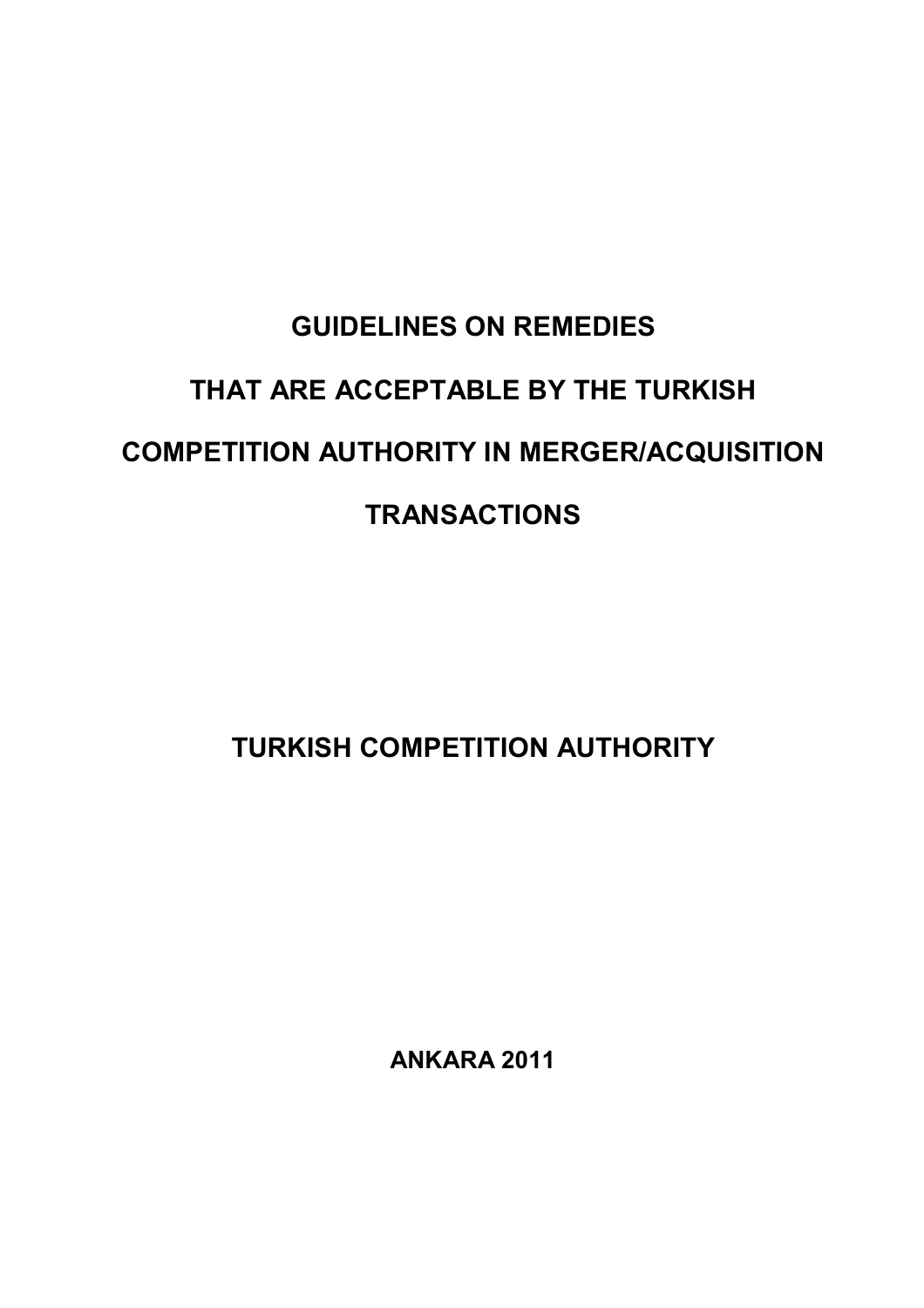# GUIDELINES ON REMEDIES THAT ARE ACCEPTABLE BY THE TURKISH COMPETITION AUTHORITY IN MERGER/ACQUISITION TRANSACTIONS

**TURKISH COMPETITION AUTHORITY**

**ANKARA 2011**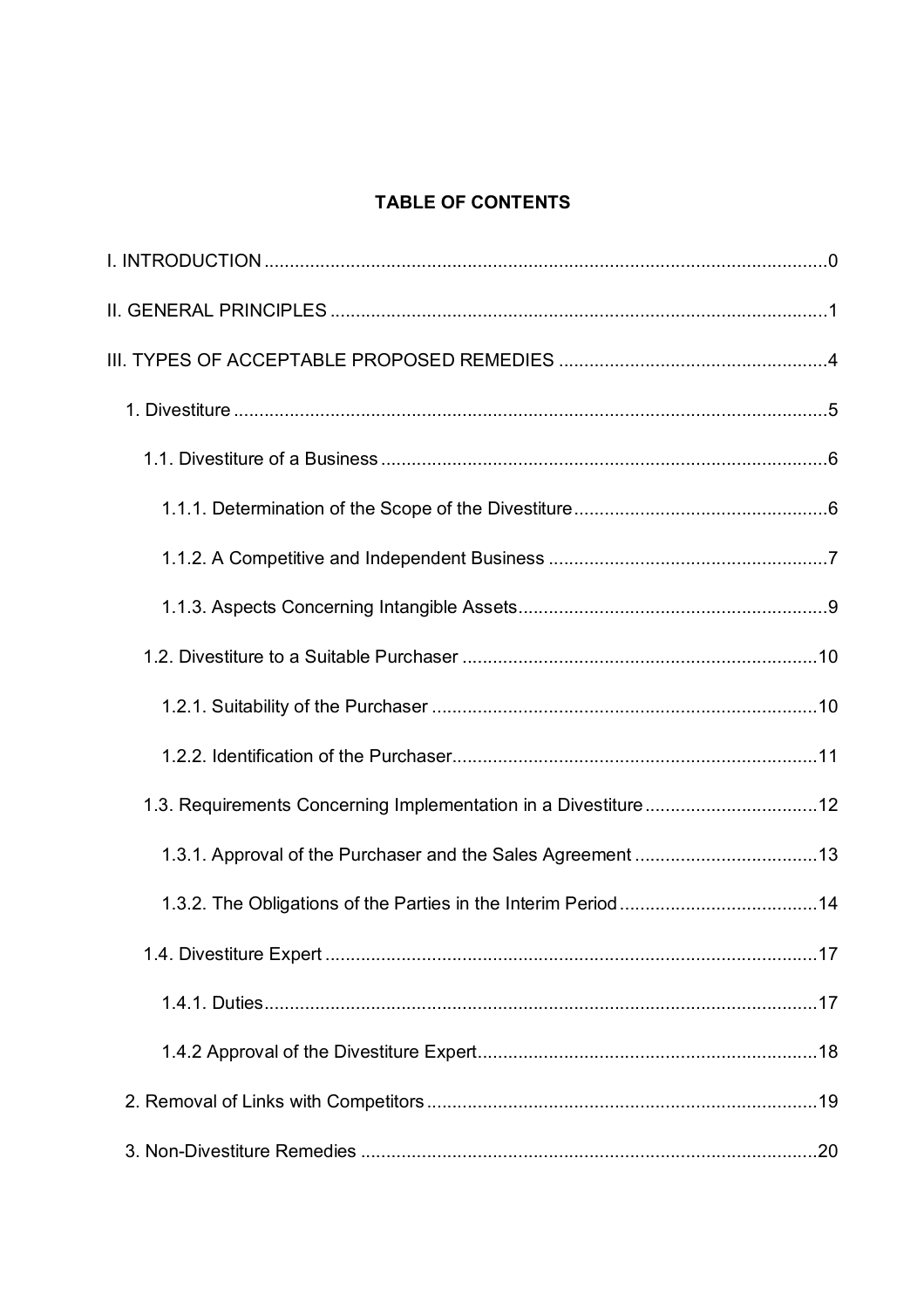**TABLE OF CONTENTS**

I. INTRODUCTION ..... 0

II. GENERAL PRINCIPLES ..... 1

III. TYPES OF ACCEPTABLE PROPOSED REMEDIES ..... 4

- 1. Divestiture ..... 5
  - 1.1. Divestiture of a Business ..... 6
    - 1.1.1. Determination of the Scope of the Divestiture ..... 6
    - 1.1.2. A Competitive and Independent Business ..... 7
    - 1.1.3. Aspects Concerning Intangible Assets ..... 9
  - 1.2. Divestiture to a Suitable Purchaser ..... 10
    - 1.2.1. Suitability of the Purchaser ..... 10
    - 1.2.2. Identification of the Purchaser ..... 11
  - 1.3. Requirements Concerning Implementation in a Divestiture ..... 12
    - 1.3.1. Approval of the Purchaser and the Sales Agreement ..... 13
    - 1.3.2. The Obligations of the Parties in the Interim Period ..... 14
  - 1.4. Divestiture Expert ..... 17
    - 1.4.1. Duties ..... 17
    - 1.4.2 Approval of the Divestiture Expert ..... 18
- 2. Removal of Links with Competitors ..... 19
- 3. Non-Divestiture Remedies ..... 20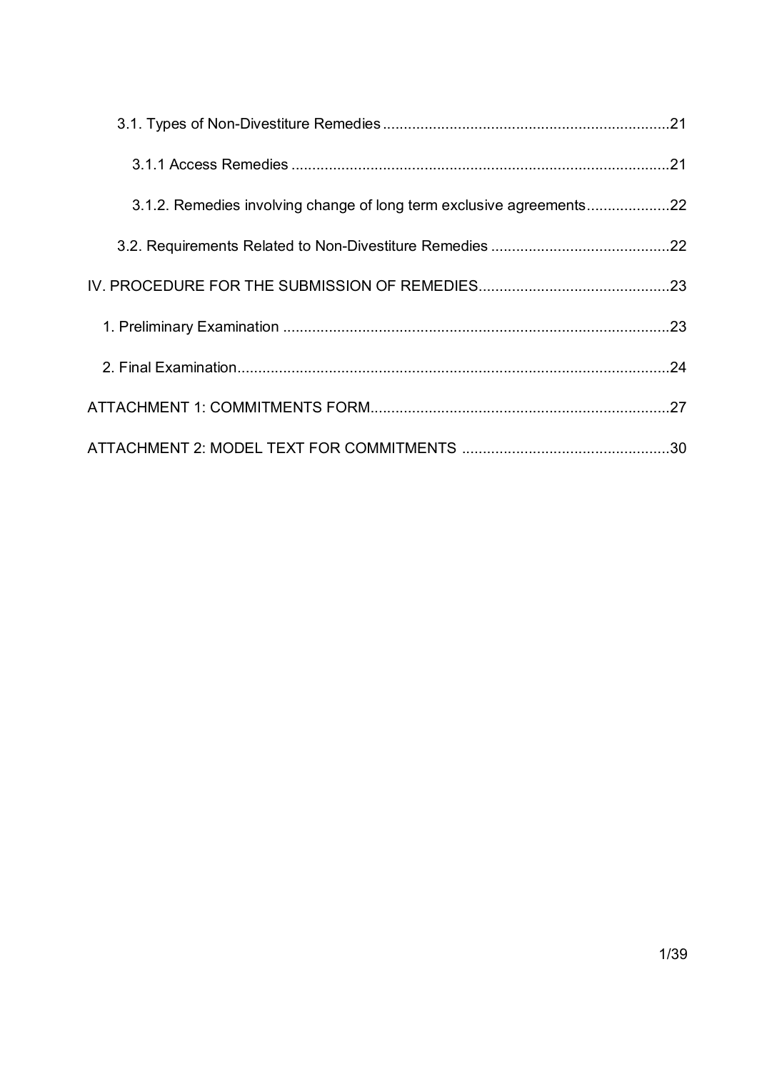3.1. Types of Non-Divestiture Remedies ....................................................................21

3.1.1 Access Remedies ..........................................................................................21

3.1.2. Remedies involving change of long term exclusive agreements...................22

3.2. Requirements Related to Non-Divestiture Remedies ..........................................22

IV. PROCEDURE FOR THE SUBMISSION OF REMEDIES.............................................23

1. Preliminary Examination ............................................................................................23

2. Final Examination.......................................................................................................24

ATTACHMENT 1: COMMITMENTS FORM......................................................................27

ATTACHMENT 2: MODEL TEXT FOR COMMITMENTS .................................................30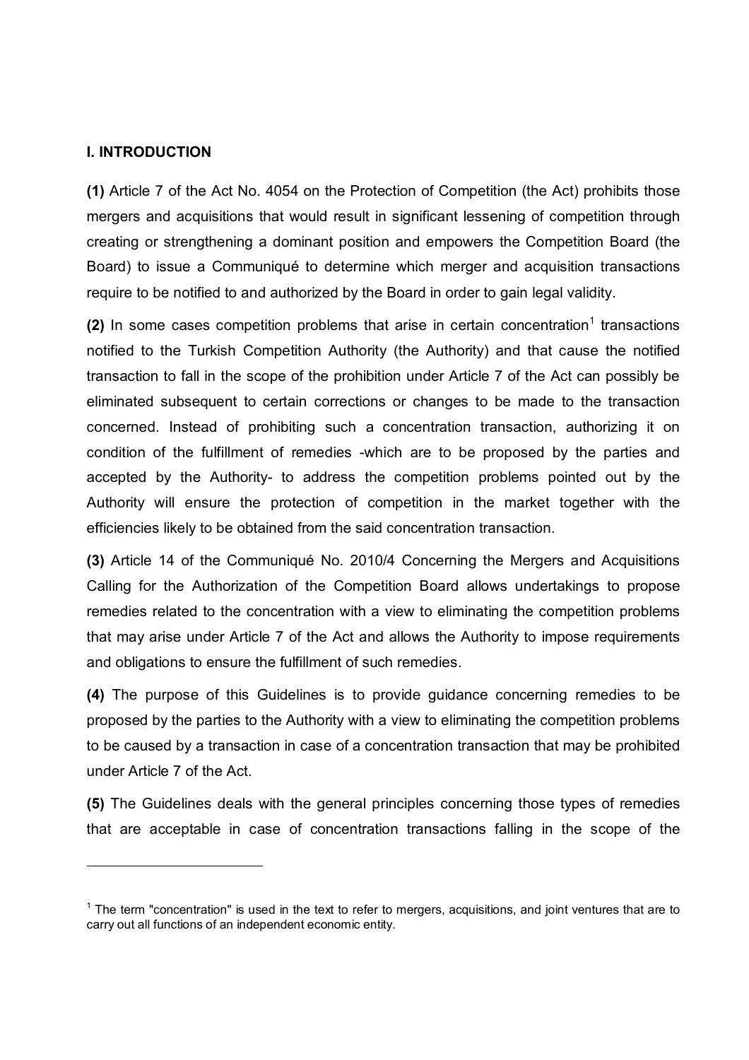## I. INTRODUCTION

**(1)** Article 7 of the Act No. 4054 on the Protection of Competition (the Act) prohibits those mergers and acquisitions that would result in significant lessening of competition through creating or strengthening a dominant position and empowers the Competition Board (the Board) to issue a Communiqué to determine which merger and acquisition transactions require to be notified to and authorized by the Board in order to gain legal validity.

**(2)** In some cases competition problems that arise in certain concentration[1] transactions notified to the Turkish Competition Authority (the Authority) and that cause the notified transaction to fall in the scope of the prohibition under Article 7 of the Act can possibly be eliminated subsequent to certain corrections or changes to be made to the transaction concerned. Instead of prohibiting such a concentration transaction, authorizing it on condition of the fulfillment of remedies -which are to be proposed by the parties and accepted by the Authority- to address the competition problems pointed out by the Authority will ensure the protection of competition in the market together with the efficiencies likely to be obtained from the said concentration transaction.

**(3)** Article 14 of the Communiqué No. 2010/4 Concerning the Mergers and Acquisitions Calling for the Authorization of the Competition Board allows undertakings to propose remedies related to the concentration with a view to eliminating the competition problems that may arise under Article 7 of the Act and allows the Authority to impose requirements and obligations to ensure the fulfillment of such remedies.

**(4)** The purpose of this Guidelines is to provide guidance concerning remedies to be proposed by the parties to the Authority with a view to eliminating the competition problems to be caused by a transaction in case of a concentration transaction that may be prohibited under Article 7 of the Act.

**(5)** The Guidelines deals with the general principles concerning those types of remedies that are acceptable in case of concentration transactions falling in the scope of the

---

[1] The term "concentration" is used in the text to refer to mergers, acquisitions, and joint ventures that are to carry out all functions of an independent economic entity.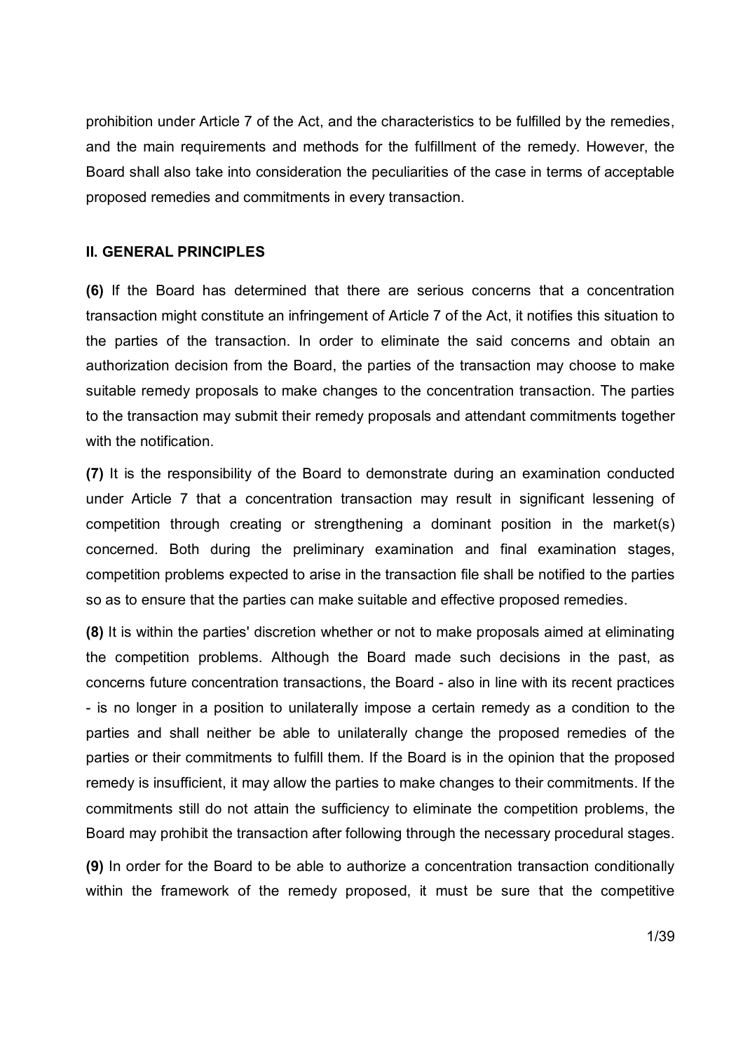prohibition under Article 7 of the Act, and the characteristics to be fulfilled by the remedies, and the main requirements and methods for the fulfillment of the remedy. However, the Board shall also take into consideration the peculiarities of the case in terms of acceptable proposed remedies and commitments in every transaction.

## II. GENERAL PRINCIPLES

**(6)** If the Board has determined that there are serious concerns that a concentration transaction might constitute an infringement of Article 7 of the Act, it notifies this situation to the parties of the transaction. In order to eliminate the said concerns and obtain an authorization decision from the Board, the parties of the transaction may choose to make suitable remedy proposals to make changes to the concentration transaction. The parties to the transaction may submit their remedy proposals and attendant commitments together with the notification.

**(7)** It is the responsibility of the Board to demonstrate during an examination conducted under Article 7 that a concentration transaction may result in significant lessening of competition through creating or strengthening a dominant position in the market(s) concerned. Both during the preliminary examination and final examination stages, competition problems expected to arise in the transaction file shall be notified to the parties so as to ensure that the parties can make suitable and effective proposed remedies.

**(8)** It is within the parties' discretion whether or not to make proposals aimed at eliminating the competition problems. Although the Board made such decisions in the past, as concerns future concentration transactions, the Board - also in line with its recent practices - is no longer in a position to unilaterally impose a certain remedy as a condition to the parties and shall neither be able to unilaterally change the proposed remedies of the parties or their commitments to fulfill them. If the Board is in the opinion that the proposed remedy is insufficient, it may allow the parties to make changes to their commitments. If the commitments still do not attain the sufficiency to eliminate the competition problems, the Board may prohibit the transaction after following through the necessary procedural stages.

**(9)** In order for the Board to be able to authorize a concentration transaction conditionally within the framework of the remedy proposed, it must be sure that the competitive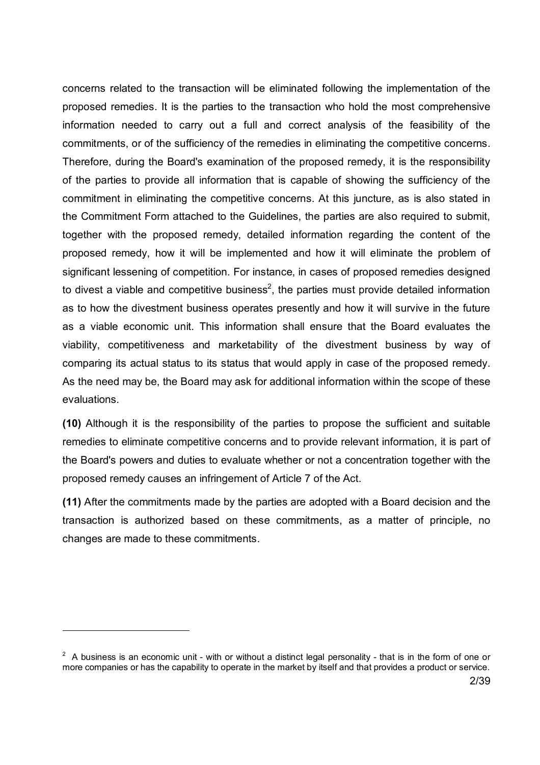concerns related to the transaction will be eliminated following the implementation of the proposed remedies. It is the parties to the transaction who hold the most comprehensive information needed to carry out a full and correct analysis of the feasibility of the commitments, or of the sufficiency of the remedies in eliminating the competitive concerns. Therefore, during the Board's examination of the proposed remedy, it is the responsibility of the parties to provide all information that is capable of showing the sufficiency of the commitment in eliminating the competitive concerns. At this juncture, as is also stated in the Commitment Form attached to the Guidelines, the parties are also required to submit, together with the proposed remedy, detailed information regarding the content of the proposed remedy, how it will be implemented and how it will eliminate the problem of significant lessening of competition. For instance, in cases of proposed remedies designed to divest a viable and competitive business[2], the parties must provide detailed information as to how the divestment business operates presently and how it will survive in the future as a viable economic unit. This information shall ensure that the Board evaluates the viability, competitiveness and marketability of the divestment business by way of comparing its actual status to its status that would apply in case of the proposed remedy. As the need may be, the Board may ask for additional information within the scope of these evaluations.

**(10)** Although it is the responsibility of the parties to propose the sufficient and suitable remedies to eliminate competitive concerns and to provide relevant information, it is part of the Board's powers and duties to evaluate whether or not a concentration together with the proposed remedy causes an infringement of Article 7 of the Act.

**(11)** After the commitments made by the parties are adopted with a Board decision and the transaction is authorized based on these commitments, as a matter of principle, no changes are made to these commitments.

---

[2] A business is an economic unit - with or without a distinct legal personality - that is in the form of one or more companies or has the capability to operate in the market by itself and that provides a product or service.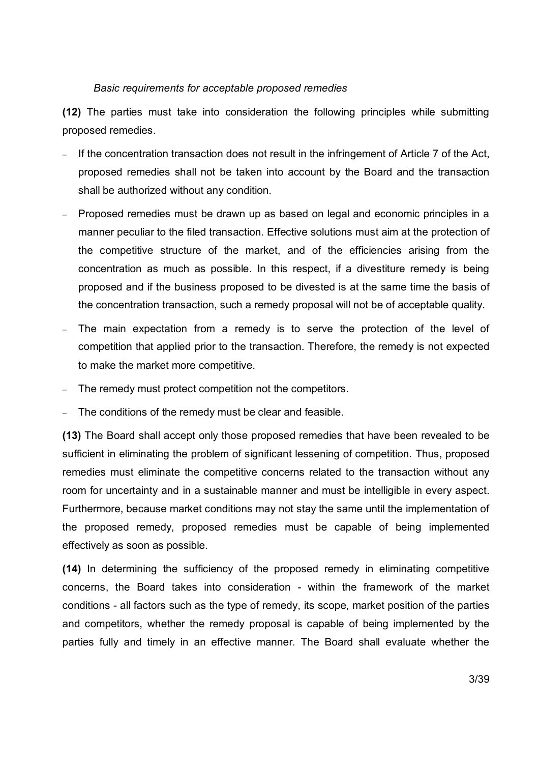*Basic requirements for acceptable proposed remedies*

**(12)** The parties must take into consideration the following principles while submitting proposed remedies.

- If the concentration transaction does not result in the infringement of Article 7 of the Act, proposed remedies shall not be taken into account by the Board and the transaction shall be authorized without any condition.
- Proposed remedies must be drawn up as based on legal and economic principles in a manner peculiar to the filed transaction. Effective solutions must aim at the protection of the competitive structure of the market, and of the efficiencies arising from the concentration as much as possible. In this respect, if a divestiture remedy is being proposed and if the business proposed to be divested is at the same time the basis of the concentration transaction, such a remedy proposal will not be of acceptable quality.
- The main expectation from a remedy is to serve the protection of the level of competition that applied prior to the transaction. Therefore, the remedy is not expected to make the market more competitive.
- The remedy must protect competition not the competitors.
- The conditions of the remedy must be clear and feasible.

**(13)** The Board shall accept only those proposed remedies that have been revealed to be sufficient in eliminating the problem of significant lessening of competition. Thus, proposed remedies must eliminate the competitive concerns related to the transaction without any room for uncertainty and in a sustainable manner and must be intelligible in every aspect. Furthermore, because market conditions may not stay the same until the implementation of the proposed remedy, proposed remedies must be capable of being implemented effectively as soon as possible.

**(14)** In determining the sufficiency of the proposed remedy in eliminating competitive concerns, the Board takes into consideration - within the framework of the market conditions - all factors such as the type of remedy, its scope, market position of the parties and competitors, whether the remedy proposal is capable of being implemented by the parties fully and timely in an effective manner. The Board shall evaluate whether the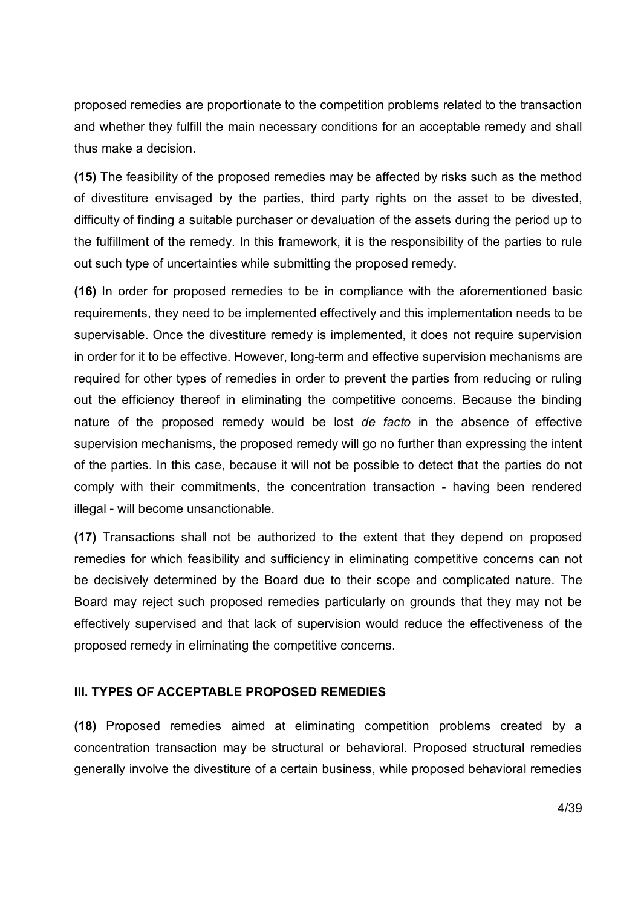proposed remedies are proportionate to the competition problems related to the transaction and whether they fulfill the main necessary conditions for an acceptable remedy and shall thus make a decision.

**(15)** The feasibility of the proposed remedies may be affected by risks such as the method of divestiture envisaged by the parties, third party rights on the asset to be divested, difficulty of finding a suitable purchaser or devaluation of the assets during the period up to the fulfillment of the remedy. In this framework, it is the responsibility of the parties to rule out such type of uncertainties while submitting the proposed remedy.

**(16)** In order for proposed remedies to be in compliance with the aforementioned basic requirements, they need to be implemented effectively and this implementation needs to be supervisable. Once the divestiture remedy is implemented, it does not require supervision in order for it to be effective. However, long-term and effective supervision mechanisms are required for other types of remedies in order to prevent the parties from reducing or ruling out the efficiency thereof in eliminating the competitive concerns. Because the binding nature of the proposed remedy would be lost *de facto* in the absence of effective supervision mechanisms, the proposed remedy will go no further than expressing the intent of the parties. In this case, because it will not be possible to detect that the parties do not comply with their commitments, the concentration transaction - having been rendered illegal - will become unsanctionable.

**(17)** Transactions shall not be authorized to the extent that they depend on proposed remedies for which feasibility and sufficiency in eliminating competitive concerns can not be decisively determined by the Board due to their scope and complicated nature. The Board may reject such proposed remedies particularly on grounds that they may not be effectively supervised and that lack of supervision would reduce the effectiveness of the proposed remedy in eliminating the competitive concerns.

## III. TYPES OF ACCEPTABLE PROPOSED REMEDIES

**(18)** Proposed remedies aimed at eliminating competition problems created by a concentration transaction may be structural or behavioral. Proposed structural remedies generally involve the divestiture of a certain business, while proposed behavioral remedies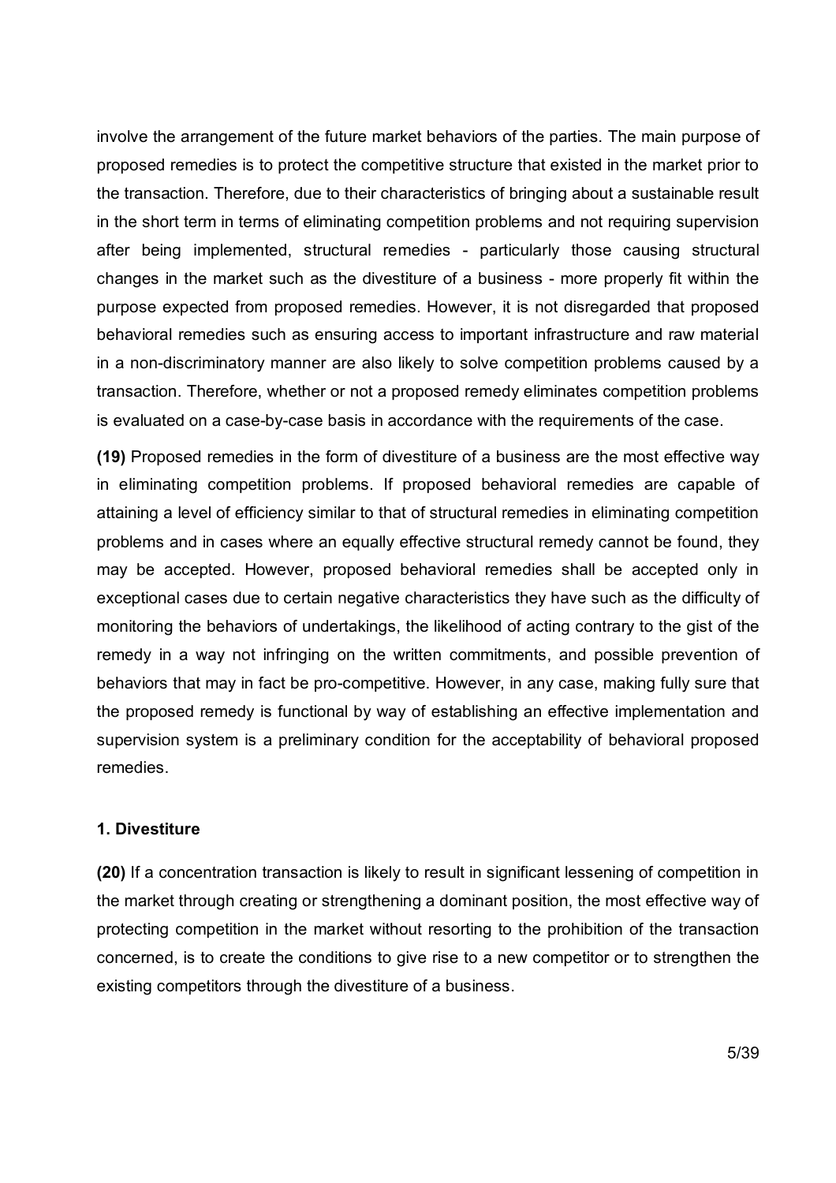involve the arrangement of the future market behaviors of the parties. The main purpose of proposed remedies is to protect the competitive structure that existed in the market prior to the transaction. Therefore, due to their characteristics of bringing about a sustainable result in the short term in terms of eliminating competition problems and not requiring supervision after being implemented, structural remedies - particularly those causing structural changes in the market such as the divestiture of a business - more properly fit within the purpose expected from proposed remedies. However, it is not disregarded that proposed behavioral remedies such as ensuring access to important infrastructure and raw material in a non-discriminatory manner are also likely to solve competition problems caused by a transaction. Therefore, whether or not a proposed remedy eliminates competition problems is evaluated on a case-by-case basis in accordance with the requirements of the case.

**(19)** Proposed remedies in the form of divestiture of a business are the most effective way in eliminating competition problems. If proposed behavioral remedies are capable of attaining a level of efficiency similar to that of structural remedies in eliminating competition problems and in cases where an equally effective structural remedy cannot be found, they may be accepted. However, proposed behavioral remedies shall be accepted only in exceptional cases due to certain negative characteristics they have such as the difficulty of monitoring the behaviors of undertakings, the likelihood of acting contrary to the gist of the remedy in a way not infringing on the written commitments, and possible prevention of behaviors that may in fact be pro-competitive. However, in any case, making fully sure that the proposed remedy is functional by way of establishing an effective implementation and supervision system is a preliminary condition for the acceptability of behavioral proposed remedies.

### 1. Divestiture

**(20)** If a concentration transaction is likely to result in significant lessening of competition in the market through creating or strengthening a dominant position, the most effective way of protecting competition in the market without resorting to the prohibition of the transaction concerned, is to create the conditions to give rise to a new competitor or to strengthen the existing competitors through the divestiture of a business.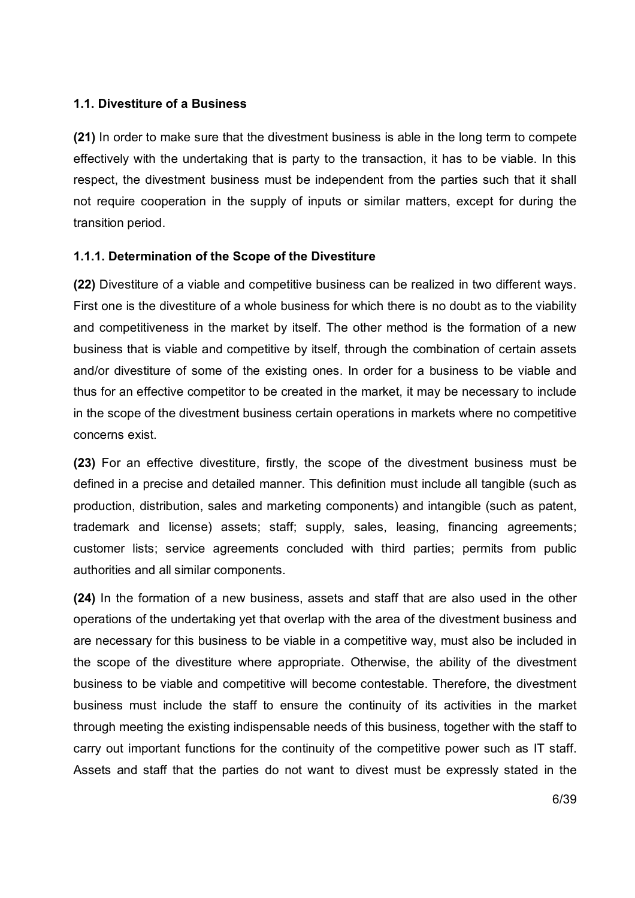### 1.1. Divestiture of a Business

**(21)** In order to make sure that the divestment business is able in the long term to compete effectively with the undertaking that is party to the transaction, it has to be viable. In this respect, the divestment business must be independent from the parties such that it shall not require cooperation in the supply of inputs or similar matters, except for during the transition period.

#### 1.1.1. Determination of the Scope of the Divestiture

**(22)** Divestiture of a viable and competitive business can be realized in two different ways. First one is the divestiture of a whole business for which there is no doubt as to the viability and competitiveness in the market by itself. The other method is the formation of a new business that is viable and competitive by itself, through the combination of certain assets and/or divestiture of some of the existing ones. In order for a business to be viable and thus for an effective competitor to be created in the market, it may be necessary to include in the scope of the divestment business certain operations in markets where no competitive concerns exist.

**(23)** For an effective divestiture, firstly, the scope of the divestment business must be defined in a precise and detailed manner. This definition must include all tangible (such as production, distribution, sales and marketing components) and intangible (such as patent, trademark and license) assets; staff; supply, sales, leasing, financing agreements; customer lists; service agreements concluded with third parties; permits from public authorities and all similar components.

**(24)** In the formation of a new business, assets and staff that are also used in the other operations of the undertaking yet that overlap with the area of the divestment business and are necessary for this business to be viable in a competitive way, must also be included in the scope of the divestiture where appropriate. Otherwise, the ability of the divestment business to be viable and competitive will become contestable. Therefore, the divestment business must include the staff to ensure the continuity of its activities in the market through meeting the existing indispensable needs of this business, together with the staff to carry out important functions for the continuity of the competitive power such as IT staff. Assets and staff that the parties do not want to divest must be expressly stated in the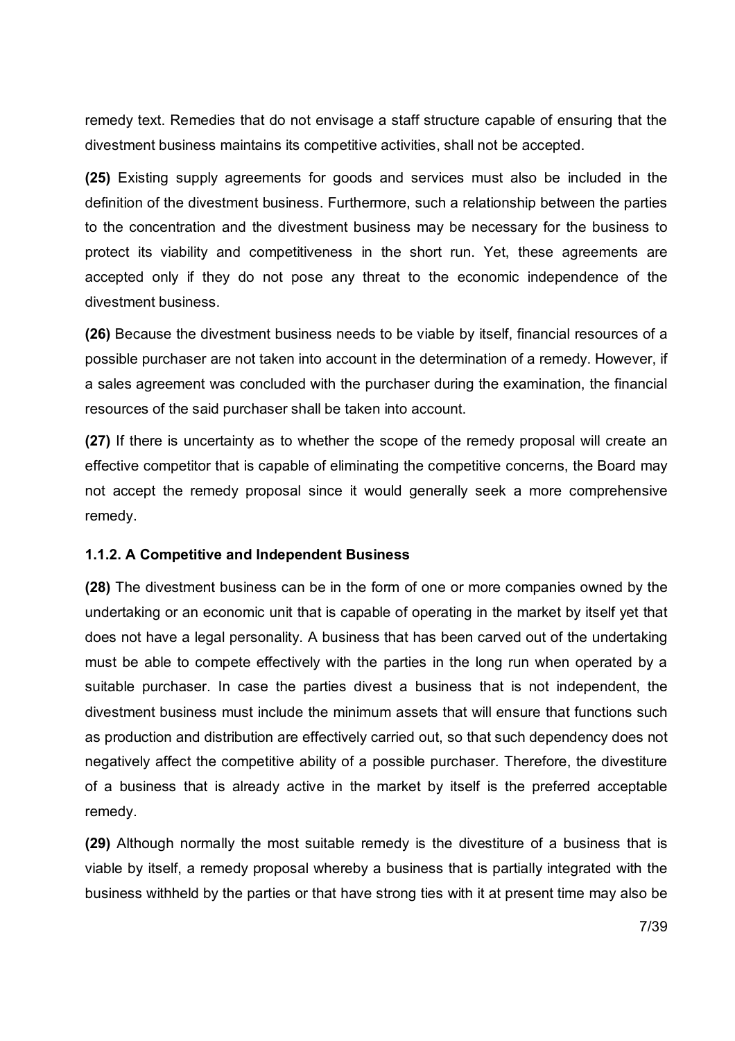remedy text. Remedies that do not envisage a staff structure capable of ensuring that the divestment business maintains its competitive activities, shall not be accepted.

**(25)** Existing supply agreements for goods and services must also be included in the definition of the divestment business. Furthermore, such a relationship between the parties to the concentration and the divestment business may be necessary for the business to protect its viability and competitiveness in the short run. Yet, these agreements are accepted only if they do not pose any threat to the economic independence of the divestment business.

**(26)** Because the divestment business needs to be viable by itself, financial resources of a possible purchaser are not taken into account in the determination of a remedy. However, if a sales agreement was concluded with the purchaser during the examination, the financial resources of the said purchaser shall be taken into account.

**(27)** If there is uncertainty as to whether the scope of the remedy proposal will create an effective competitor that is capable of eliminating the competitive concerns, the Board may not accept the remedy proposal since it would generally seek a more comprehensive remedy.

#### 1.1.2. A Competitive and Independent Business

**(28)** The divestment business can be in the form of one or more companies owned by the undertaking or an economic unit that is capable of operating in the market by itself yet that does not have a legal personality. A business that has been carved out of the undertaking must be able to compete effectively with the parties in the long run when operated by a suitable purchaser. In case the parties divest a business that is not independent, the divestment business must include the minimum assets that will ensure that functions such as production and distribution are effectively carried out, so that such dependency does not negatively affect the competitive ability of a possible purchaser. Therefore, the divestiture of a business that is already active in the market by itself is the preferred acceptable remedy.

**(29)** Although normally the most suitable remedy is the divestiture of a business that is viable by itself, a remedy proposal whereby a business that is partially integrated with the business withheld by the parties or that have strong ties with it at present time may also be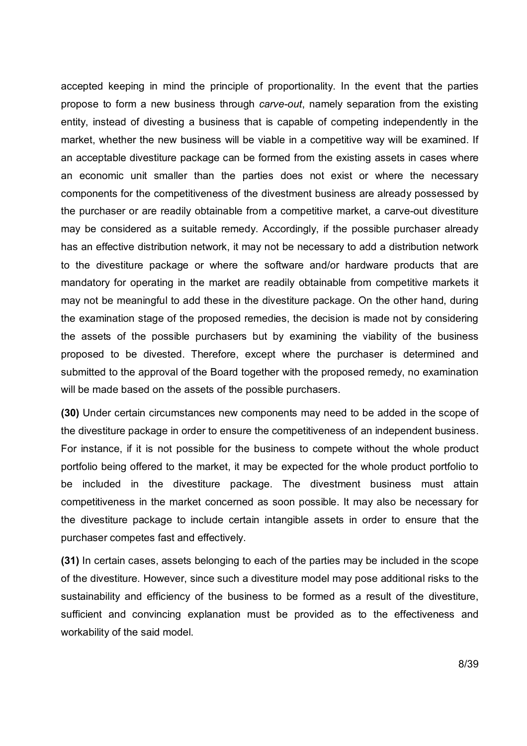accepted keeping in mind the principle of proportionality. In the event that the parties propose to form a new business through *carve-out*, namely separation from the existing entity, instead of divesting a business that is capable of competing independently in the market, whether the new business will be viable in a competitive way will be examined. If an acceptable divestiture package can be formed from the existing assets in cases where an economic unit smaller than the parties does not exist or where the necessary components for the competitiveness of the divestment business are already possessed by the purchaser or are readily obtainable from a competitive market, a carve-out divestiture may be considered as a suitable remedy. Accordingly, if the possible purchaser already has an effective distribution network, it may not be necessary to add a distribution network to the divestiture package or where the software and/or hardware products that are mandatory for operating in the market are readily obtainable from competitive markets it may not be meaningful to add these in the divestiture package. On the other hand, during the examination stage of the proposed remedies, the decision is made not by considering the assets of the possible purchasers but by examining the viability of the business proposed to be divested. Therefore, except where the purchaser is determined and submitted to the approval of the Board together with the proposed remedy, no examination will be made based on the assets of the possible purchasers.

**(30)** Under certain circumstances new components may need to be added in the scope of the divestiture package in order to ensure the competitiveness of an independent business. For instance, if it is not possible for the business to compete without the whole product portfolio being offered to the market, it may be expected for the whole product portfolio to be included in the divestiture package. The divestment business must attain competitiveness in the market concerned as soon possible. It may also be necessary for the divestiture package to include certain intangible assets in order to ensure that the purchaser competes fast and effectively.

**(31)** In certain cases, assets belonging to each of the parties may be included in the scope of the divestiture. However, since such a divestiture model may pose additional risks to the sustainability and efficiency of the business to be formed as a result of the divestiture, sufficient and convincing explanation must be provided as to the effectiveness and workability of the said model.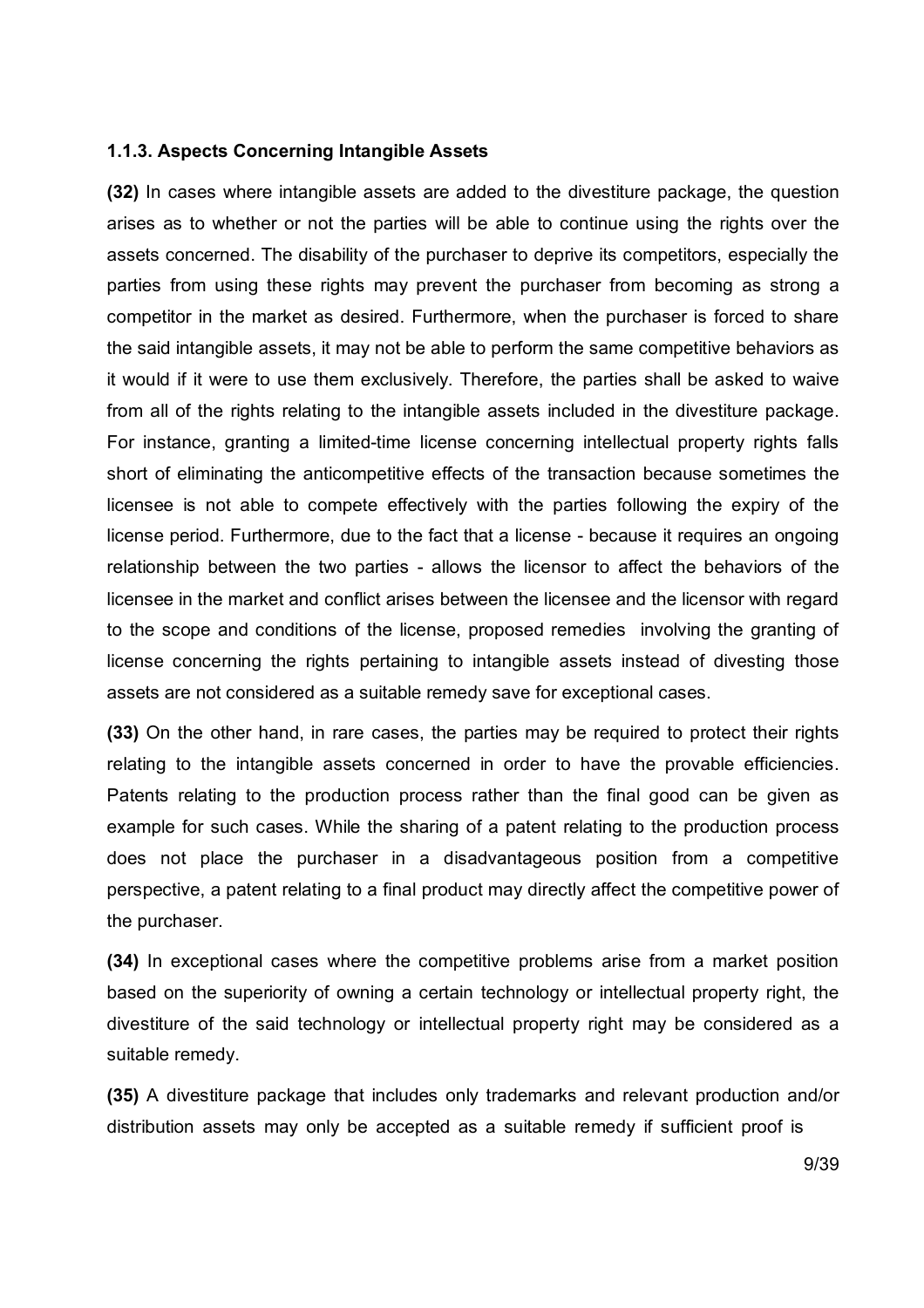### 1.1.3. Aspects Concerning Intangible Assets

**(32)** In cases where intangible assets are added to the divestiture package, the question arises as to whether or not the parties will be able to continue using the rights over the assets concerned. The disability of the purchaser to deprive its competitors, especially the parties from using these rights may prevent the purchaser from becoming as strong a competitor in the market as desired. Furthermore, when the purchaser is forced to share the said intangible assets, it may not be able to perform the same competitive behaviors as it would if it were to use them exclusively. Therefore, the parties shall be asked to waive from all of the rights relating to the intangible assets included in the divestiture package. For instance, granting a limited-time license concerning intellectual property rights falls short of eliminating the anticompetitive effects of the transaction because sometimes the licensee is not able to compete effectively with the parties following the expiry of the license period. Furthermore, due to the fact that a license - because it requires an ongoing relationship between the two parties - allows the licensor to affect the behaviors of the licensee in the market and conflict arises between the licensee and the licensor with regard to the scope and conditions of the license, proposed remedies involving the granting of license concerning the rights pertaining to intangible assets instead of divesting those assets are not considered as a suitable remedy save for exceptional cases.

**(33)** On the other hand, in rare cases, the parties may be required to protect their rights relating to the intangible assets concerned in order to have the provable efficiencies. Patents relating to the production process rather than the final good can be given as example for such cases. While the sharing of a patent relating to the production process does not place the purchaser in a disadvantageous position from a competitive perspective, a patent relating to a final product may directly affect the competitive power of the purchaser.

**(34)** In exceptional cases where the competitive problems arise from a market position based on the superiority of owning a certain technology or intellectual property right, the divestiture of the said technology or intellectual property right may be considered as a suitable remedy.

**(35)** A divestiture package that includes only trademarks and relevant production and/or distribution assets may only be accepted as a suitable remedy if sufficient proof is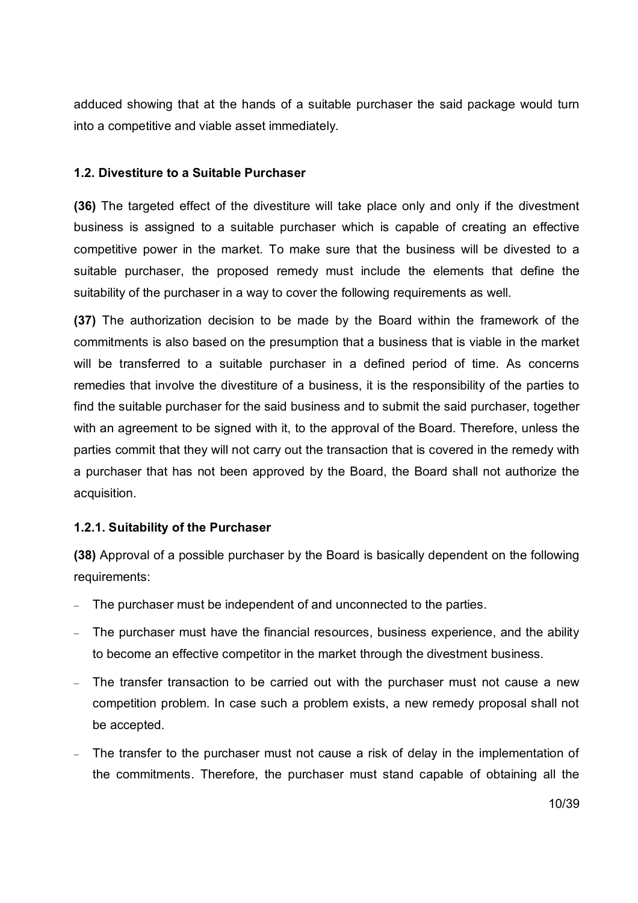adduced showing that at the hands of a suitable purchaser the said package would turn into a competitive and viable asset immediately.

### 1.2. Divestiture to a Suitable Purchaser

**(36)** The targeted effect of the divestiture will take place only and only if the divestment business is assigned to a suitable purchaser which is capable of creating an effective competitive power in the market. To make sure that the business will be divested to a suitable purchaser, the proposed remedy must include the elements that define the suitability of the purchaser in a way to cover the following requirements as well.

**(37)** The authorization decision to be made by the Board within the framework of the commitments is also based on the presumption that a business that is viable in the market will be transferred to a suitable purchaser in a defined period of time. As concerns remedies that involve the divestiture of a business, it is the responsibility of the parties to find the suitable purchaser for the said business and to submit the said purchaser, together with an agreement to be signed with it, to the approval of the Board. Therefore, unless the parties commit that they will not carry out the transaction that is covered in the remedy with a purchaser that has not been approved by the Board, the Board shall not authorize the acquisition.

#### 1.2.1. Suitability of the Purchaser

**(38)** Approval of a possible purchaser by the Board is basically dependent on the following requirements:

- The purchaser must be independent of and unconnected to the parties.
- The purchaser must have the financial resources, business experience, and the ability to become an effective competitor in the market through the divestment business.
- The transfer transaction to be carried out with the purchaser must not cause a new competition problem. In case such a problem exists, a new remedy proposal shall not be accepted.
- The transfer to the purchaser must not cause a risk of delay in the implementation of the commitments. Therefore, the purchaser must stand capable of obtaining all the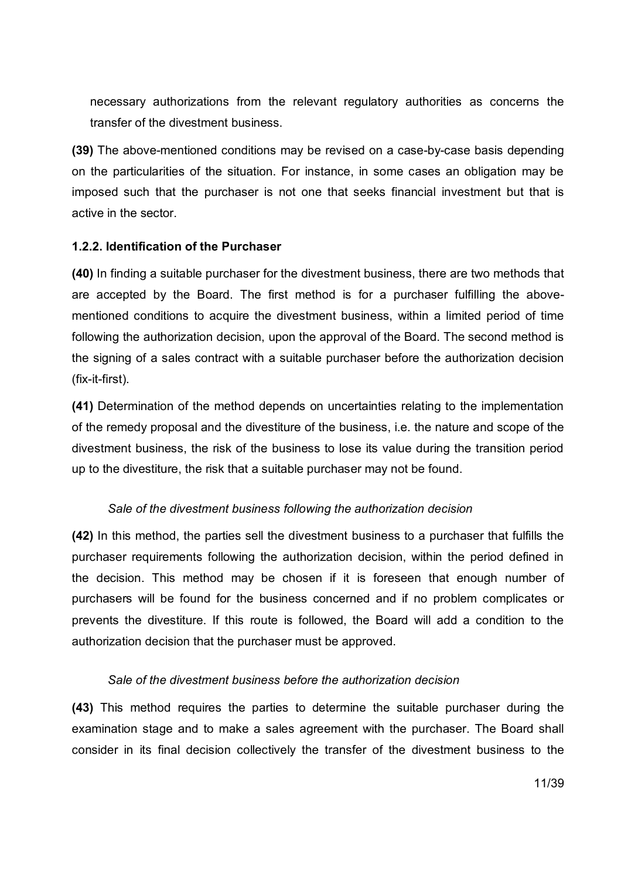necessary authorizations from the relevant regulatory authorities as concerns the transfer of the divestment business.

**(39)** The above-mentioned conditions may be revised on a case-by-case basis depending on the particularities of the situation. For instance, in some cases an obligation may be imposed such that the purchaser is not one that seeks financial investment but that is active in the sector.

### 1.2.2. Identification of the Purchaser

**(40)** In finding a suitable purchaser for the divestment business, there are two methods that are accepted by the Board. The first method is for a purchaser fulfilling the above-mentioned conditions to acquire the divestment business, within a limited period of time following the authorization decision, upon the approval of the Board. The second method is the signing of a sales contract with a suitable purchaser before the authorization decision (fix-it-first).

**(41)** Determination of the method depends on uncertainties relating to the implementation of the remedy proposal and the divestiture of the business, i.e. the nature and scope of the divestment business, the risk of the business to lose its value during the transition period up to the divestiture, the risk that a suitable purchaser may not be found.

*Sale of the divestment business following the authorization decision*

**(42)** In this method, the parties sell the divestment business to a purchaser that fulfills the purchaser requirements following the authorization decision, within the period defined in the decision. This method may be chosen if it is foreseen that enough number of purchasers will be found for the business concerned and if no problem complicates or prevents the divestiture. If this route is followed, the Board will add a condition to the authorization decision that the purchaser must be approved.

*Sale of the divestment business before the authorization decision*

**(43)** This method requires the parties to determine the suitable purchaser during the examination stage and to make a sales agreement with the purchaser. The Board shall consider in its final decision collectively the transfer of the divestment business to the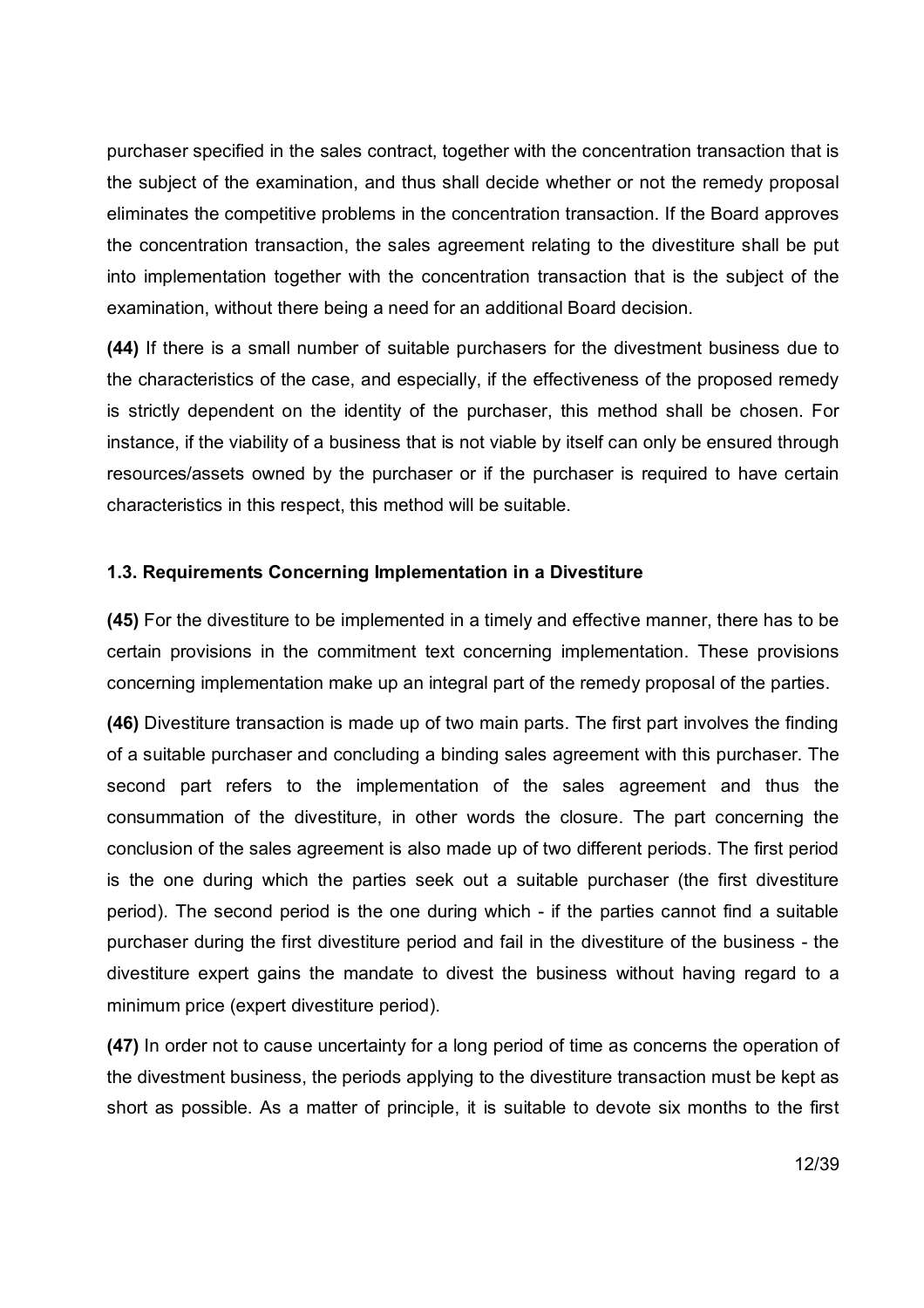purchaser specified in the sales contract, together with the concentration transaction that is the subject of the examination, and thus shall decide whether or not the remedy proposal eliminates the competitive problems in the concentration transaction. If the Board approves the concentration transaction, the sales agreement relating to the divestiture shall be put into implementation together with the concentration transaction that is the subject of the examination, without there being a need for an additional Board decision.

**(44)** If there is a small number of suitable purchasers for the divestment business due to the characteristics of the case, and especially, if the effectiveness of the proposed remedy is strictly dependent on the identity of the purchaser, this method shall be chosen. For instance, if the viability of a business that is not viable by itself can only be ensured through resources/assets owned by the purchaser or if the purchaser is required to have certain characteristics in this respect, this method will be suitable.

### 1.3. Requirements Concerning Implementation in a Divestiture

**(45)** For the divestiture to be implemented in a timely and effective manner, there has to be certain provisions in the commitment text concerning implementation. These provisions concerning implementation make up an integral part of the remedy proposal of the parties.

**(46)** Divestiture transaction is made up of two main parts. The first part involves the finding of a suitable purchaser and concluding a binding sales agreement with this purchaser. The second part refers to the implementation of the sales agreement and thus the consummation of the divestiture, in other words the closure. The part concerning the conclusion of the sales agreement is also made up of two different periods. The first period is the one during which the parties seek out a suitable purchaser (the first divestiture period). The second period is the one during which - if the parties cannot find a suitable purchaser during the first divestiture period and fail in the divestiture of the business - the divestiture expert gains the mandate to divest the business without having regard to a minimum price (expert divestiture period).

**(47)** In order not to cause uncertainty for a long period of time as concerns the operation of the divestment business, the periods applying to the divestiture transaction must be kept as short as possible. As a matter of principle, it is suitable to devote six months to the first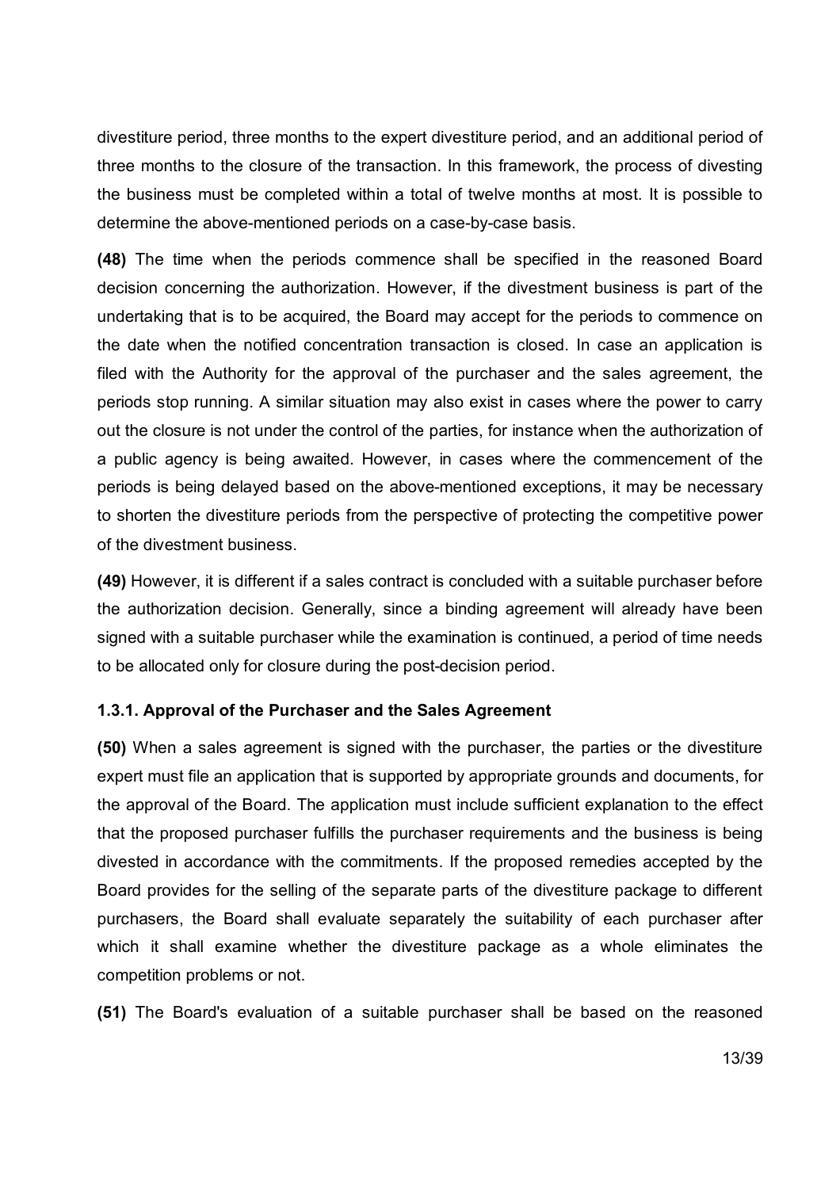divestiture period, three months to the expert divestiture period, and an additional period of three months to the closure of the transaction. In this framework, the process of divesting the business must be completed within a total of twelve months at most. It is possible to determine the above-mentioned periods on a case-by-case basis.

**(48)** The time when the periods commence shall be specified in the reasoned Board decision concerning the authorization. However, if the divestment business is part of the undertaking that is to be acquired, the Board may accept for the periods to commence on the date when the notified concentration transaction is closed. In case an application is filed with the Authority for the approval of the purchaser and the sales agreement, the periods stop running. A similar situation may also exist in cases where the power to carry out the closure is not under the control of the parties, for instance when the authorization of a public agency is being awaited. However, in cases where the commencement of the periods is being delayed based on the above-mentioned exceptions, it may be necessary to shorten the divestiture periods from the perspective of protecting the competitive power of the divestment business.

**(49)** However, it is different if a sales contract is concluded with a suitable purchaser before the authorization decision. Generally, since a binding agreement will already have been signed with a suitable purchaser while the examination is continued, a period of time needs to be allocated only for closure during the post-decision period.

#### 1.3.1. Approval of the Purchaser and the Sales Agreement

**(50)** When a sales agreement is signed with the purchaser, the parties or the divestiture expert must file an application that is supported by appropriate grounds and documents, for the approval of the Board. The application must include sufficient explanation to the effect that the proposed purchaser fulfills the purchaser requirements and the business is being divested in accordance with the commitments. If the proposed remedies accepted by the Board provides for the selling of the separate parts of the divestiture package to different purchasers, the Board shall evaluate separately the suitability of each purchaser after which it shall examine whether the divestiture package as a whole eliminates the competition problems or not.

**(51)** The Board's evaluation of a suitable purchaser shall be based on the reasoned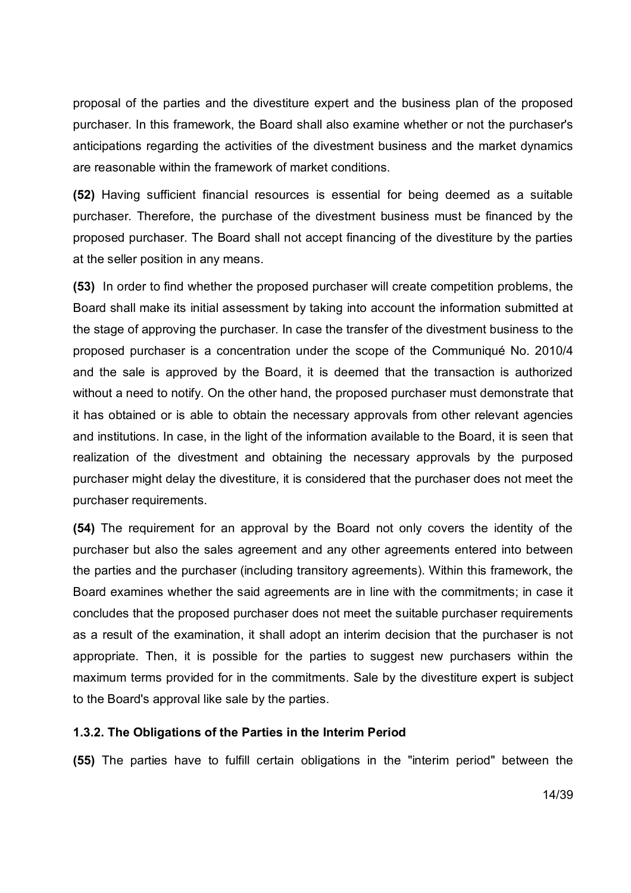proposal of the parties and the divestiture expert and the business plan of the proposed purchaser. In this framework, the Board shall also examine whether or not the purchaser's anticipations regarding the activities of the divestment business and the market dynamics are reasonable within the framework of market conditions.

**(52)** Having sufficient financial resources is essential for being deemed as a suitable purchaser. Therefore, the purchase of the divestment business must be financed by the proposed purchaser. The Board shall not accept financing of the divestiture by the parties at the seller position in any means.

**(53)** In order to find whether the proposed purchaser will create competition problems, the Board shall make its initial assessment by taking into account the information submitted at the stage of approving the purchaser. In case the transfer of the divestment business to the proposed purchaser is a concentration under the scope of the Communiqué No. 2010/4 and the sale is approved by the Board, it is deemed that the transaction is authorized without a need to notify. On the other hand, the proposed purchaser must demonstrate that it has obtained or is able to obtain the necessary approvals from other relevant agencies and institutions. In case, in the light of the information available to the Board, it is seen that realization of the divestment and obtaining the necessary approvals by the purposed purchaser might delay the divestiture, it is considered that the purchaser does not meet the purchaser requirements.

**(54)** The requirement for an approval by the Board not only covers the identity of the purchaser but also the sales agreement and any other agreements entered into between the parties and the purchaser (including transitory agreements). Within this framework, the Board examines whether the said agreements are in line with the commitments; in case it concludes that the proposed purchaser does not meet the suitable purchaser requirements as a result of the examination, it shall adopt an interim decision that the purchaser is not appropriate. Then, it is possible for the parties to suggest new purchasers within the maximum terms provided for in the commitments. Sale by the divestiture expert is subject to the Board's approval like sale by the parties.

#### 1.3.2. The Obligations of the Parties in the Interim Period

**(55)** The parties have to fulfill certain obligations in the "interim period" between the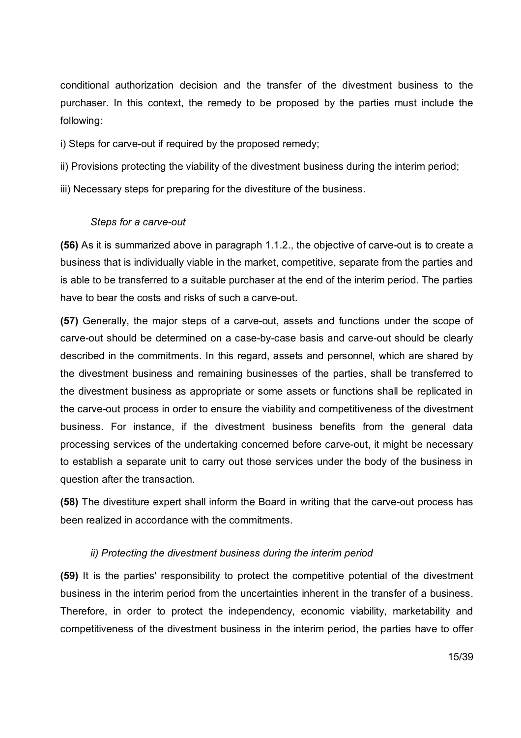conditional authorization decision and the transfer of the divestment business to the purchaser. In this context, the remedy to be proposed by the parties must include the following:

i) Steps for carve-out if required by the proposed remedy;

ii) Provisions protecting the viability of the divestment business during the interim period;

iii) Necessary steps for preparing for the divestiture of the business.

*Steps for a carve-out*

**(56)** As it is summarized above in paragraph 1.1.2., the objective of carve-out is to create a business that is individually viable in the market, competitive, separate from the parties and is able to be transferred to a suitable purchaser at the end of the interim period. The parties have to bear the costs and risks of such a carve-out.

**(57)** Generally, the major steps of a carve-out, assets and functions under the scope of carve-out should be determined on a case-by-case basis and carve-out should be clearly described in the commitments. In this regard, assets and personnel, which are shared by the divestment business and remaining businesses of the parties, shall be transferred to the divestment business as appropriate or some assets or functions shall be replicated in the carve-out process in order to ensure the viability and competitiveness of the divestment business. For instance, if the divestment business benefits from the general data processing services of the undertaking concerned before carve-out, it might be necessary to establish a separate unit to carry out those services under the body of the business in question after the transaction.

**(58)** The divestiture expert shall inform the Board in writing that the carve-out process has been realized in accordance with the commitments.

*ii) Protecting the divestment business during the interim period*

**(59)** It is the parties' responsibility to protect the competitive potential of the divestment business in the interim period from the uncertainties inherent in the transfer of a business. Therefore, in order to protect the independency, economic viability, marketability and competitiveness of the divestment business in the interim period, the parties have to offer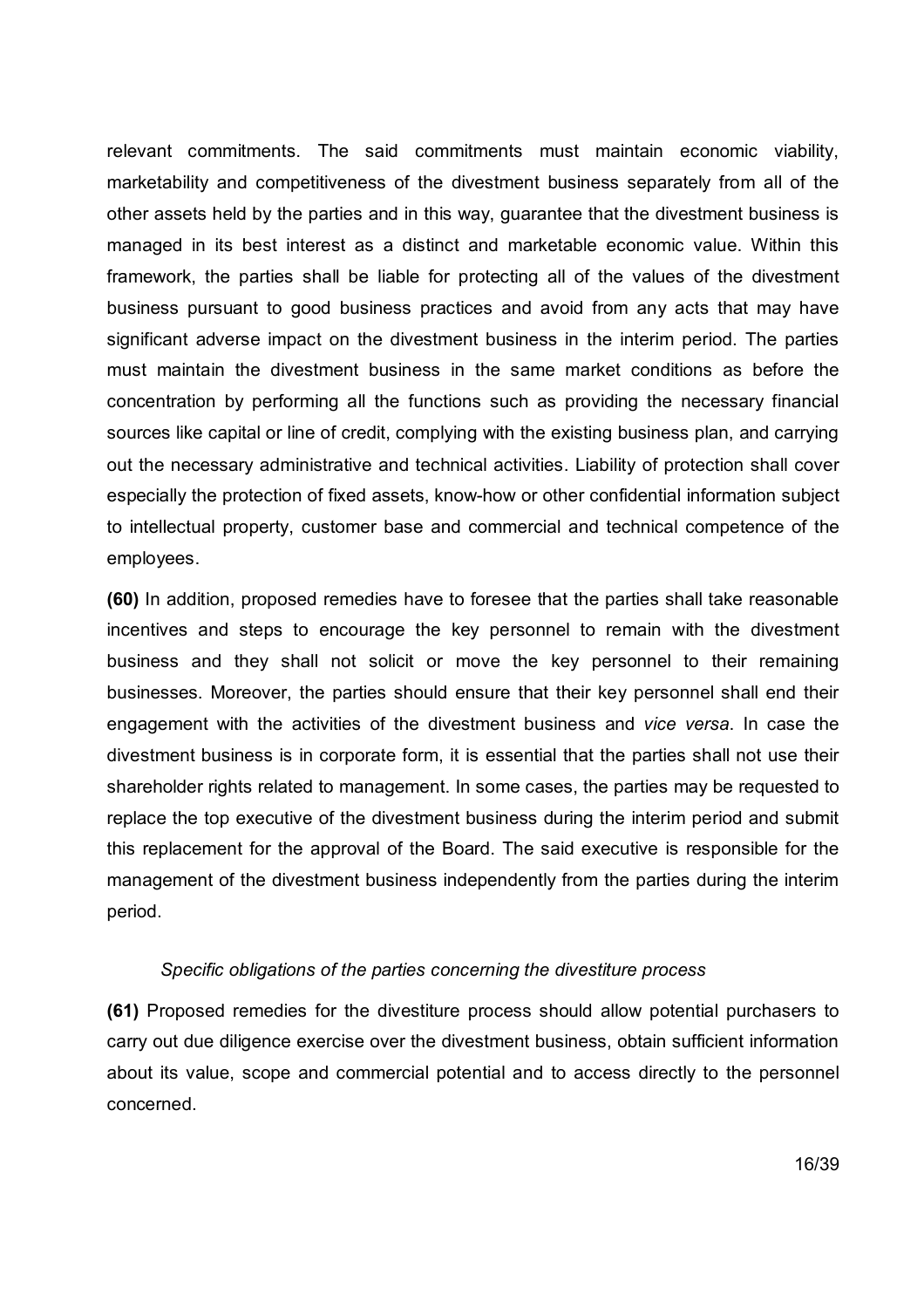relevant commitments. The said commitments must maintain economic viability, marketability and competitiveness of the divestment business separately from all of the other assets held by the parties and in this way, guarantee that the divestment business is managed in its best interest as a distinct and marketable economic value. Within this framework, the parties shall be liable for protecting all of the values of the divestment business pursuant to good business practices and avoid from any acts that may have significant adverse impact on the divestment business in the interim period. The parties must maintain the divestment business in the same market conditions as before the concentration by performing all the functions such as providing the necessary financial sources like capital or line of credit, complying with the existing business plan, and carrying out the necessary administrative and technical activities. Liability of protection shall cover especially the protection of fixed assets, know-how or other confidential information subject to intellectual property, customer base and commercial and technical competence of the employees.

**(60)** In addition, proposed remedies have to foresee that the parties shall take reasonable incentives and steps to encourage the key personnel to remain with the divestment business and they shall not solicit or move the key personnel to their remaining businesses. Moreover, the parties should ensure that their key personnel shall end their engagement with the activities of the divestment business and *vice versa*. In case the divestment business is in corporate form, it is essential that the parties shall not use their shareholder rights related to management. In some cases, the parties may be requested to replace the top executive of the divestment business during the interim period and submit this replacement for the approval of the Board. The said executive is responsible for the management of the divestment business independently from the parties during the interim period.

*Specific obligations of the parties concerning the divestiture process*

**(61)** Proposed remedies for the divestiture process should allow potential purchasers to carry out due diligence exercise over the divestment business, obtain sufficient information about its value, scope and commercial potential and to access directly to the personnel concerned.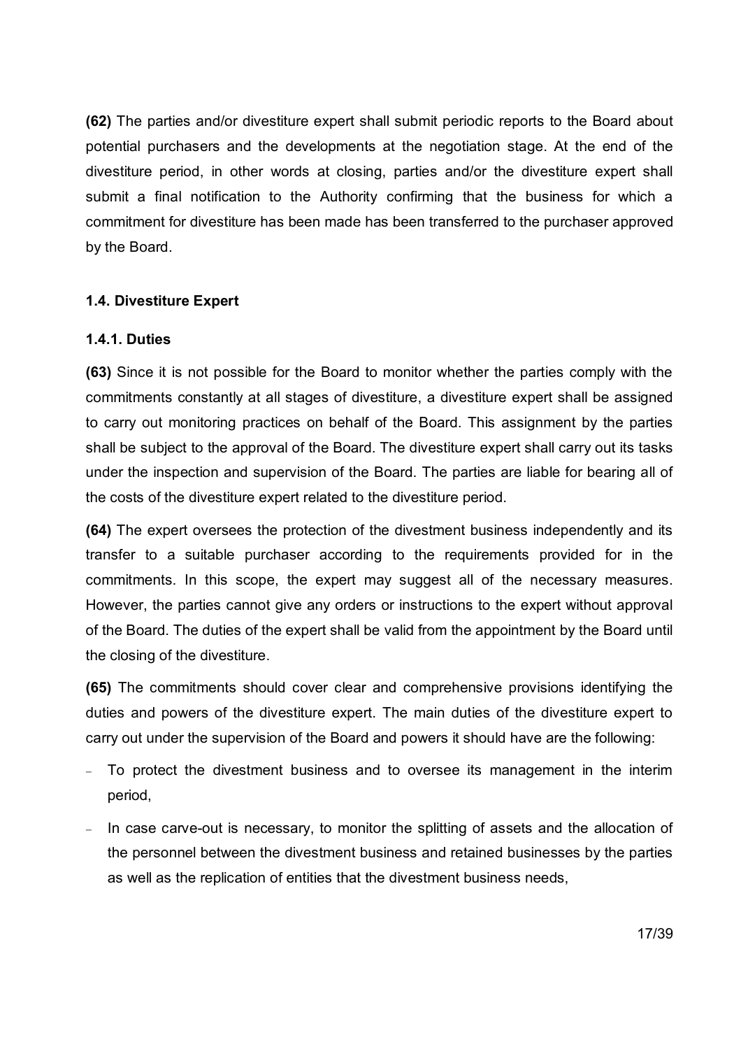**(62)** The parties and/or divestiture expert shall submit periodic reports to the Board about potential purchasers and the developments at the negotiation stage. At the end of the divestiture period, in other words at closing, parties and/or the divestiture expert shall submit a final notification to the Authority confirming that the business for which a commitment for divestiture has been made has been transferred to the purchaser approved by the Board.

### 1.4. Divestiture Expert

#### 1.4.1. Duties

**(63)** Since it is not possible for the Board to monitor whether the parties comply with the commitments constantly at all stages of divestiture, a divestiture expert shall be assigned to carry out monitoring practices on behalf of the Board. This assignment by the parties shall be subject to the approval of the Board. The divestiture expert shall carry out its tasks under the inspection and supervision of the Board. The parties are liable for bearing all of the costs of the divestiture expert related to the divestiture period.

**(64)** The expert oversees the protection of the divestment business independently and its transfer to a suitable purchaser according to the requirements provided for in the commitments. In this scope, the expert may suggest all of the necessary measures. However, the parties cannot give any orders or instructions to the expert without approval of the Board. The duties of the expert shall be valid from the appointment by the Board until the closing of the divestiture.

**(65)** The commitments should cover clear and comprehensive provisions identifying the duties and powers of the divestiture expert. The main duties of the divestiture expert to carry out under the supervision of the Board and powers it should have are the following:

- To protect the divestment business and to oversee its management in the interim period,
- In case carve-out is necessary, to monitor the splitting of assets and the allocation of the personnel between the divestment business and retained businesses by the parties as well as the replication of entities that the divestment business needs,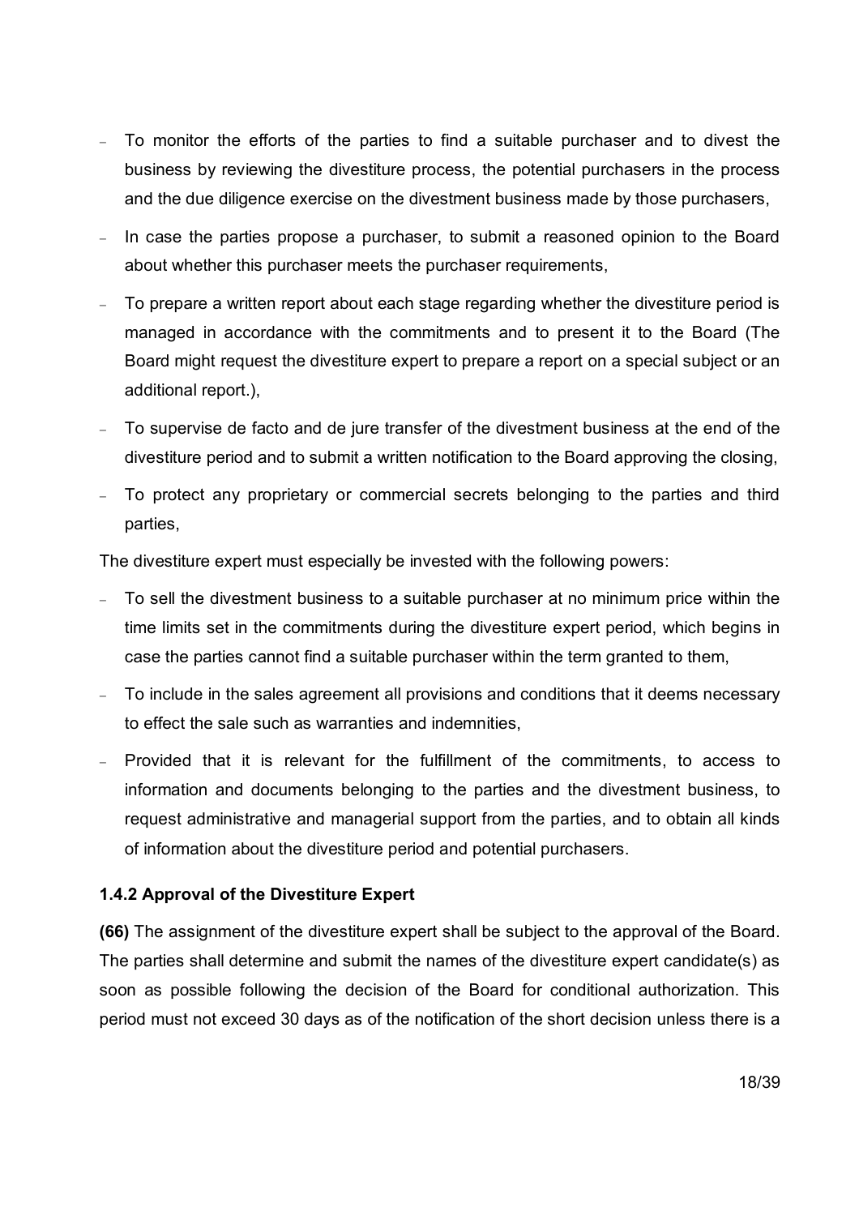- To monitor the efforts of the parties to find a suitable purchaser and to divest the business by reviewing the divestiture process, the potential purchasers in the process and the due diligence exercise on the divestment business made by those purchasers,
- In case the parties propose a purchaser, to submit a reasoned opinion to the Board about whether this purchaser meets the purchaser requirements,
- To prepare a written report about each stage regarding whether the divestiture period is managed in accordance with the commitments and to present it to the Board (The Board might request the divestiture expert to prepare a report on a special subject or an additional report.),
- To supervise de facto and de jure transfer of the divestment business at the end of the divestiture period and to submit a written notification to the Board approving the closing,
- To protect any proprietary or commercial secrets belonging to the parties and third parties,

The divestiture expert must especially be invested with the following powers:

- To sell the divestment business to a suitable purchaser at no minimum price within the time limits set in the commitments during the divestiture expert period, which begins in case the parties cannot find a suitable purchaser within the term granted to them,
- To include in the sales agreement all provisions and conditions that it deems necessary to effect the sale such as warranties and indemnities,
- Provided that it is relevant for the fulfillment of the commitments, to access to information and documents belonging to the parties and the divestment business, to request administrative and managerial support from the parties, and to obtain all kinds of information about the divestiture period and potential purchasers.

### 1.4.2 Approval of the Divestiture Expert

**(66)** The assignment of the divestiture expert shall be subject to the approval of the Board. The parties shall determine and submit the names of the divestiture expert candidate(s) as soon as possible following the decision of the Board for conditional authorization. This period must not exceed 30 days as of the notification of the short decision unless there is a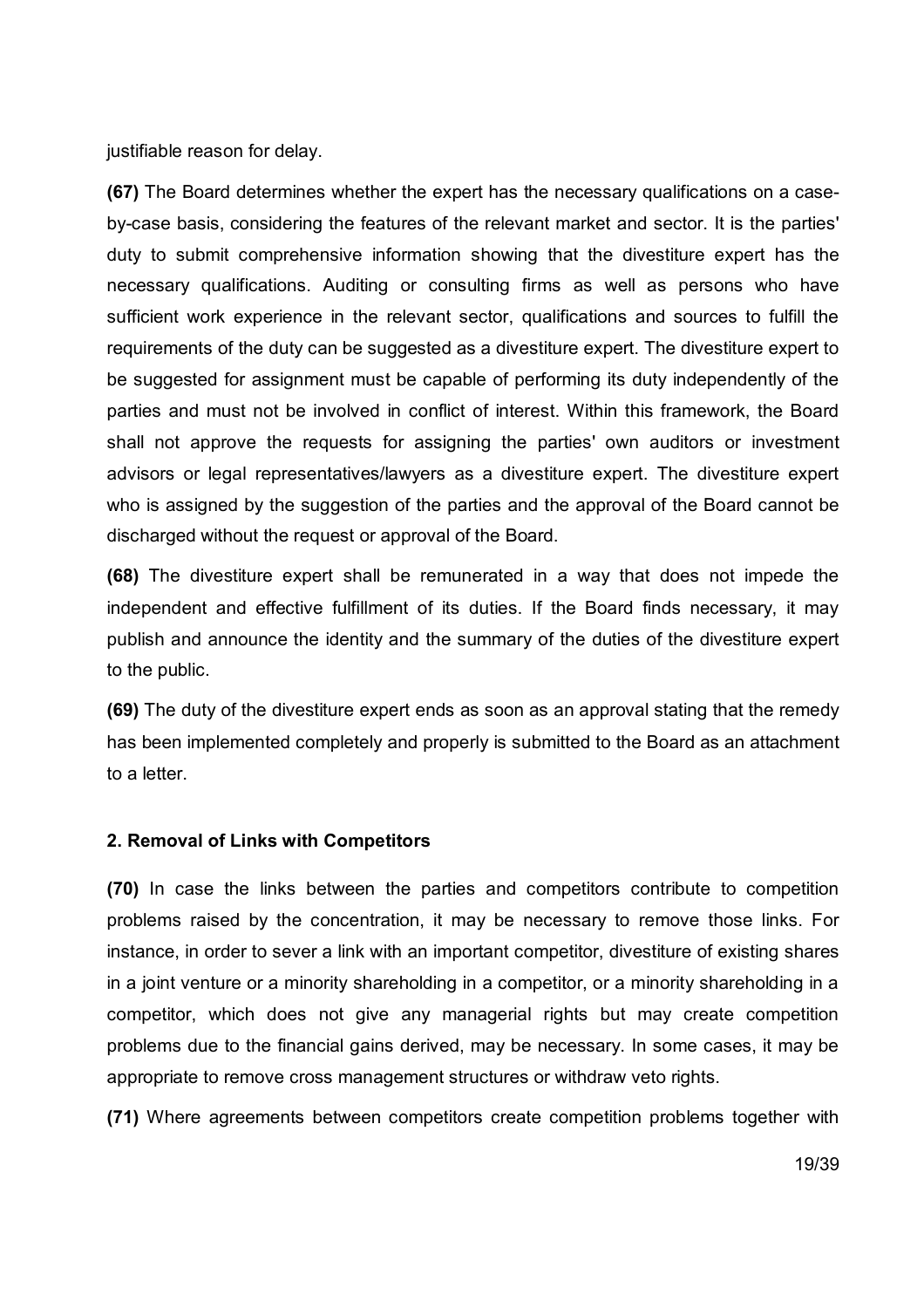justifiable reason for delay.

**(67)** The Board determines whether the expert has the necessary qualifications on a case-by-case basis, considering the features of the relevant market and sector. It is the parties' duty to submit comprehensive information showing that the divestiture expert has the necessary qualifications. Auditing or consulting firms as well as persons who have sufficient work experience in the relevant sector, qualifications and sources to fulfill the requirements of the duty can be suggested as a divestiture expert. The divestiture expert to be suggested for assignment must be capable of performing its duty independently of the parties and must not be involved in conflict of interest. Within this framework, the Board shall not approve the requests for assigning the parties' own auditors or investment advisors or legal representatives/lawyers as a divestiture expert. The divestiture expert who is assigned by the suggestion of the parties and the approval of the Board cannot be discharged without the request or approval of the Board.

**(68)** The divestiture expert shall be remunerated in a way that does not impede the independent and effective fulfillment of its duties. If the Board finds necessary, it may publish and announce the identity and the summary of the duties of the divestiture expert to the public.

**(69)** The duty of the divestiture expert ends as soon as an approval stating that the remedy has been implemented completely and properly is submitted to the Board as an attachment to a letter.

### 2. Removal of Links with Competitors

**(70)** In case the links between the parties and competitors contribute to competition problems raised by the concentration, it may be necessary to remove those links. For instance, in order to sever a link with an important competitor, divestiture of existing shares in a joint venture or a minority shareholding in a competitor, or a minority shareholding in a competitor, which does not give any managerial rights but may create competition problems due to the financial gains derived, may be necessary. In some cases, it may be appropriate to remove cross management structures or withdraw veto rights.

**(71)** Where agreements between competitors create competition problems together with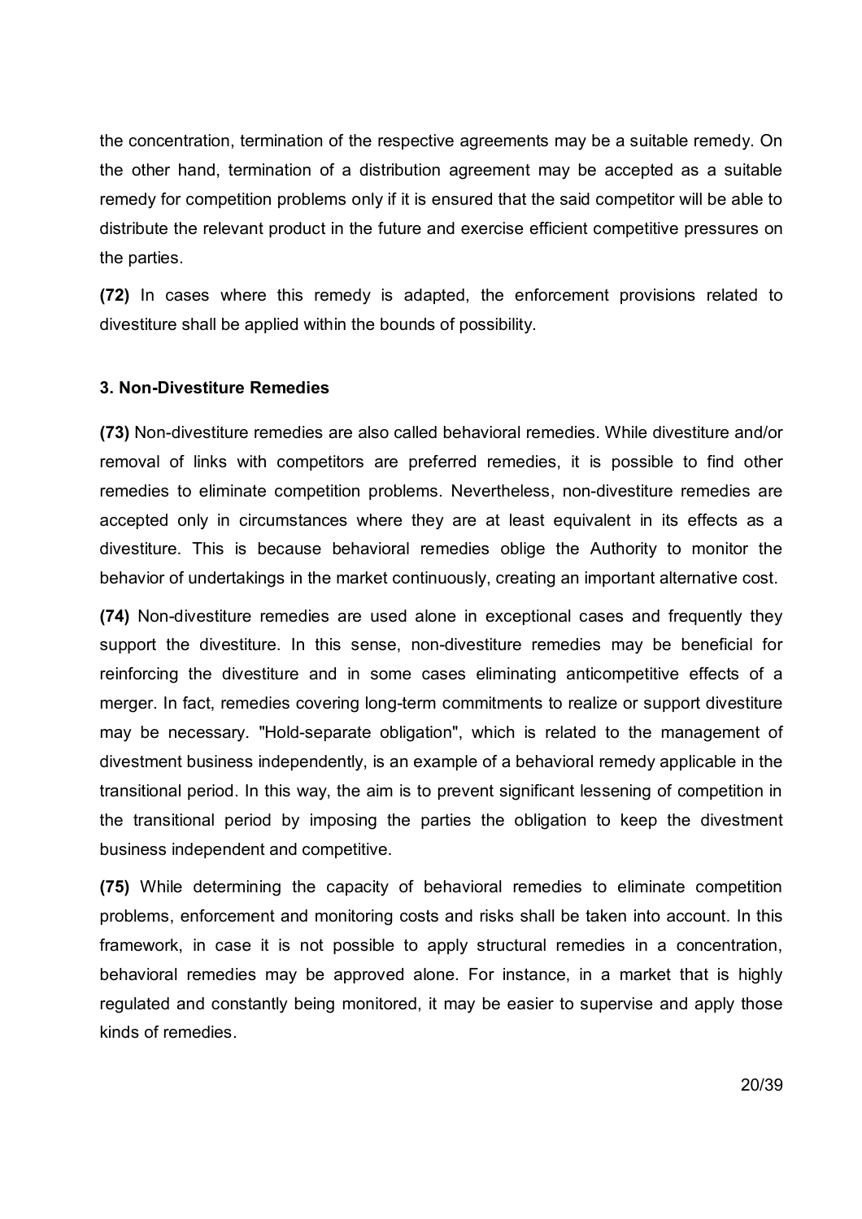the concentration, termination of the respective agreements may be a suitable remedy. On the other hand, termination of a distribution agreement may be accepted as a suitable remedy for competition problems only if it is ensured that the said competitor will be able to distribute the relevant product in the future and exercise efficient competitive pressures on the parties.

**(72)** In cases where this remedy is adapted, the enforcement provisions related to divestiture shall be applied within the bounds of possibility.

### 3. Non-Divestiture Remedies

**(73)** Non-divestiture remedies are also called behavioral remedies. While divestiture and/or removal of links with competitors are preferred remedies, it is possible to find other remedies to eliminate competition problems. Nevertheless, non-divestiture remedies are accepted only in circumstances where they are at least equivalent in its effects as a divestiture. This is because behavioral remedies oblige the Authority to monitor the behavior of undertakings in the market continuously, creating an important alternative cost.

**(74)** Non-divestiture remedies are used alone in exceptional cases and frequently they support the divestiture. In this sense, non-divestiture remedies may be beneficial for reinforcing the divestiture and in some cases eliminating anticompetitive effects of a merger. In fact, remedies covering long-term commitments to realize or support divestiture may be necessary. "Hold-separate obligation", which is related to the management of divestment business independently, is an example of a behavioral remedy applicable in the transitional period. In this way, the aim is to prevent significant lessening of competition in the transitional period by imposing the parties the obligation to keep the divestment business independent and competitive.

**(75)** While determining the capacity of behavioral remedies to eliminate competition problems, enforcement and monitoring costs and risks shall be taken into account. In this framework, in case it is not possible to apply structural remedies in a concentration, behavioral remedies may be approved alone. For instance, in a market that is highly regulated and constantly being monitored, it may be easier to supervise and apply those kinds of remedies.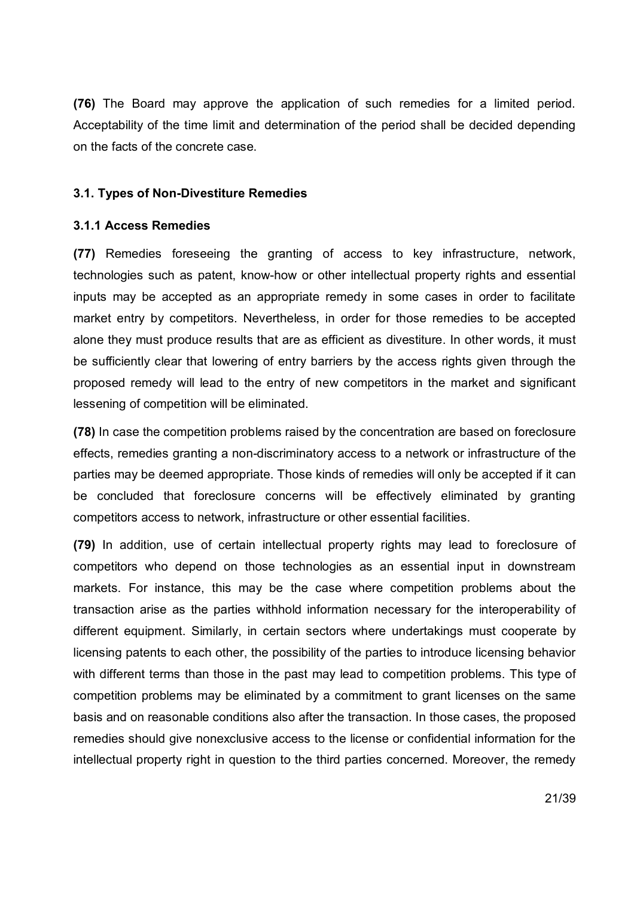**(76)** The Board may approve the application of such remedies for a limited period. Acceptability of the time limit and determination of the period shall be decided depending on the facts of the concrete case.

### 3.1. Types of Non-Divestiture Remedies

#### 3.1.1 Access Remedies

**(77)** Remedies foreseeing the granting of access to key infrastructure, network, technologies such as patent, know-how or other intellectual property rights and essential inputs may be accepted as an appropriate remedy in some cases in order to facilitate market entry by competitors. Nevertheless, in order for those remedies to be accepted alone they must produce results that are as efficient as divestiture. In other words, it must be sufficiently clear that lowering of entry barriers by the access rights given through the proposed remedy will lead to the entry of new competitors in the market and significant lessening of competition will be eliminated.

**(78)** In case the competition problems raised by the concentration are based on foreclosure effects, remedies granting a non-discriminatory access to a network or infrastructure of the parties may be deemed appropriate. Those kinds of remedies will only be accepted if it can be concluded that foreclosure concerns will be effectively eliminated by granting competitors access to network, infrastructure or other essential facilities.

**(79)** In addition, use of certain intellectual property rights may lead to foreclosure of competitors who depend on those technologies as an essential input in downstream markets. For instance, this may be the case where competition problems about the transaction arise as the parties withhold information necessary for the interoperability of different equipment. Similarly, in certain sectors where undertakings must cooperate by licensing patents to each other, the possibility of the parties to introduce licensing behavior with different terms than those in the past may lead to competition problems. This type of competition problems may be eliminated by a commitment to grant licenses on the same basis and on reasonable conditions also after the transaction. In those cases, the proposed remedies should give nonexclusive access to the license or confidential information for the intellectual property right in question to the third parties concerned. Moreover, the remedy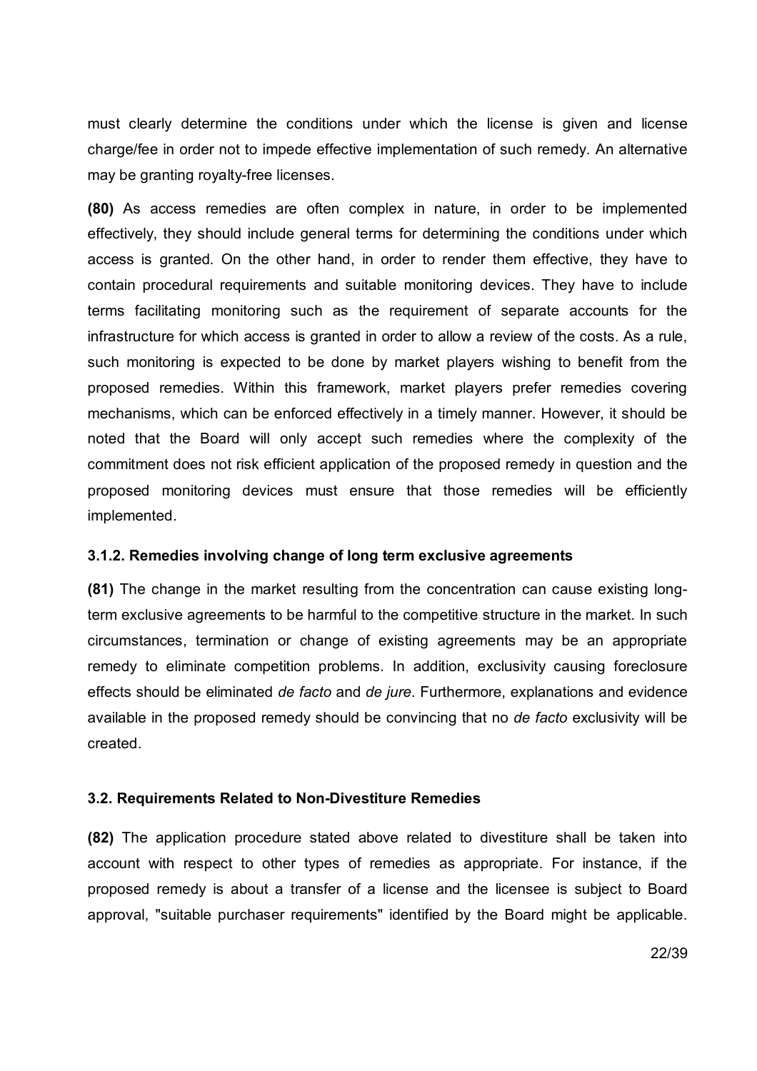must clearly determine the conditions under which the license is given and license charge/fee in order not to impede effective implementation of such remedy. An alternative may be granting royalty-free licenses.

**(80)** As access remedies are often complex in nature, in order to be implemented effectively, they should include general terms for determining the conditions under which access is granted. On the other hand, in order to render them effective, they have to contain procedural requirements and suitable monitoring devices. They have to include terms facilitating monitoring such as the requirement of separate accounts for the infrastructure for which access is granted in order to allow a review of the costs. As a rule, such monitoring is expected to be done by market players wishing to benefit from the proposed remedies. Within this framework, market players prefer remedies covering mechanisms, which can be enforced effectively in a timely manner. However, it should be noted that the Board will only accept such remedies where the complexity of the commitment does not risk efficient application of the proposed remedy in question and the proposed monitoring devices must ensure that those remedies will be efficiently implemented.

### 3.1.2. Remedies involving change of long term exclusive agreements

**(81)** The change in the market resulting from the concentration can cause existing long-term exclusive agreements to be harmful to the competitive structure in the market. In such circumstances, termination or change of existing agreements may be an appropriate remedy to eliminate competition problems. In addition, exclusivity causing foreclosure effects should be eliminated *de facto* and *de jure*. Furthermore, explanations and evidence available in the proposed remedy should be convincing that no *de facto* exclusivity will be created.

### 3.2. Requirements Related to Non-Divestiture Remedies

**(82)** The application procedure stated above related to divestiture shall be taken into account with respect to other types of remedies as appropriate. For instance, if the proposed remedy is about a transfer of a license and the licensee is subject to Board approval, "suitable purchaser requirements" identified by the Board might be applicable.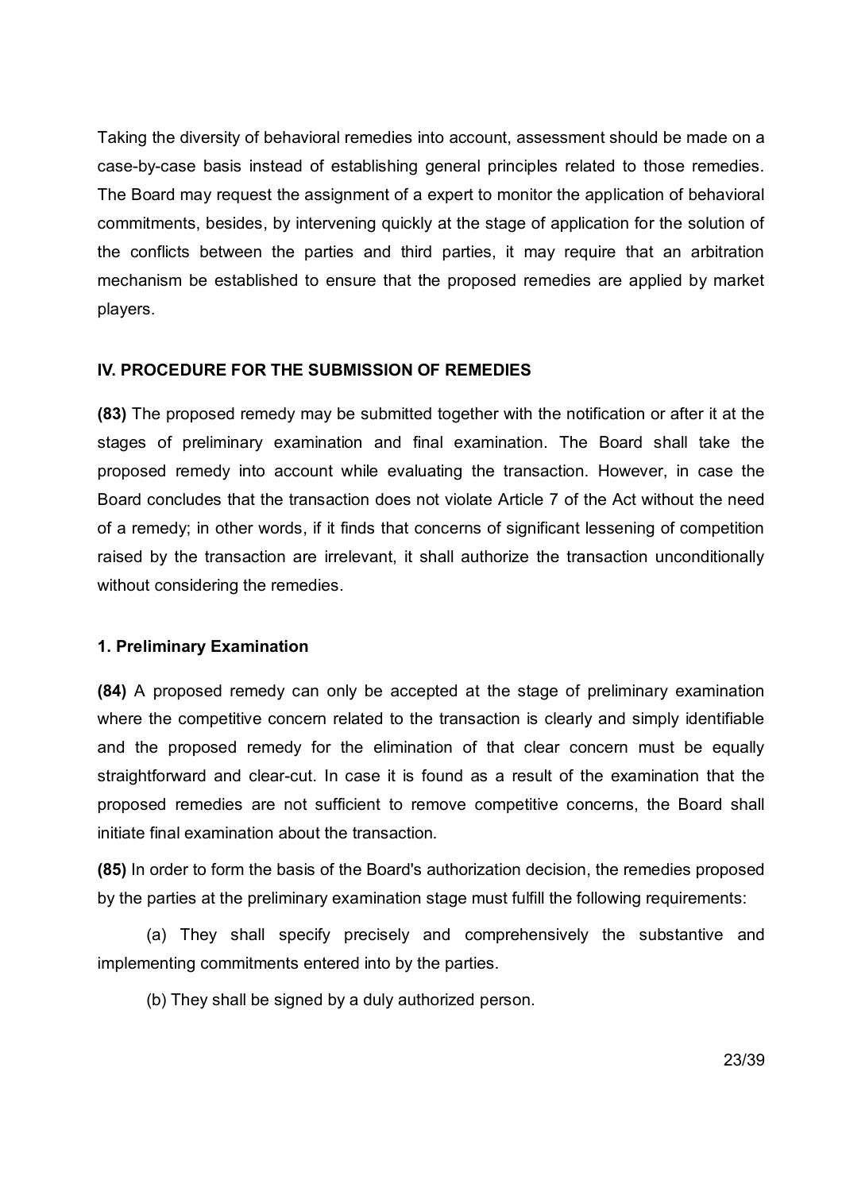Taking the diversity of behavioral remedies into account, assessment should be made on a case-by-case basis instead of establishing general principles related to those remedies. The Board may request the assignment of a expert to monitor the application of behavioral commitments, besides, by intervening quickly at the stage of application for the solution of the conflicts between the parties and third parties, it may require that an arbitration mechanism be established to ensure that the proposed remedies are applied by market players.

## IV. PROCEDURE FOR THE SUBMISSION OF REMEDIES

**(83)** The proposed remedy may be submitted together with the notification or after it at the stages of preliminary examination and final examination. The Board shall take the proposed remedy into account while evaluating the transaction. However, in case the Board concludes that the transaction does not violate Article 7 of the Act without the need of a remedy; in other words, if it finds that concerns of significant lessening of competition raised by the transaction are irrelevant, it shall authorize the transaction unconditionally without considering the remedies.

### 1. Preliminary Examination

**(84)** A proposed remedy can only be accepted at the stage of preliminary examination where the competitive concern related to the transaction is clearly and simply identifiable and the proposed remedy for the elimination of that clear concern must be equally straightforward and clear-cut. In case it is found as a result of the examination that the proposed remedies are not sufficient to remove competitive concerns, the Board shall initiate final examination about the transaction.

**(85)** In order to form the basis of the Board's authorization decision, the remedies proposed by the parties at the preliminary examination stage must fulfill the following requirements:

(a) They shall specify precisely and comprehensively the substantive and implementing commitments entered into by the parties.

(b) They shall be signed by a duly authorized person.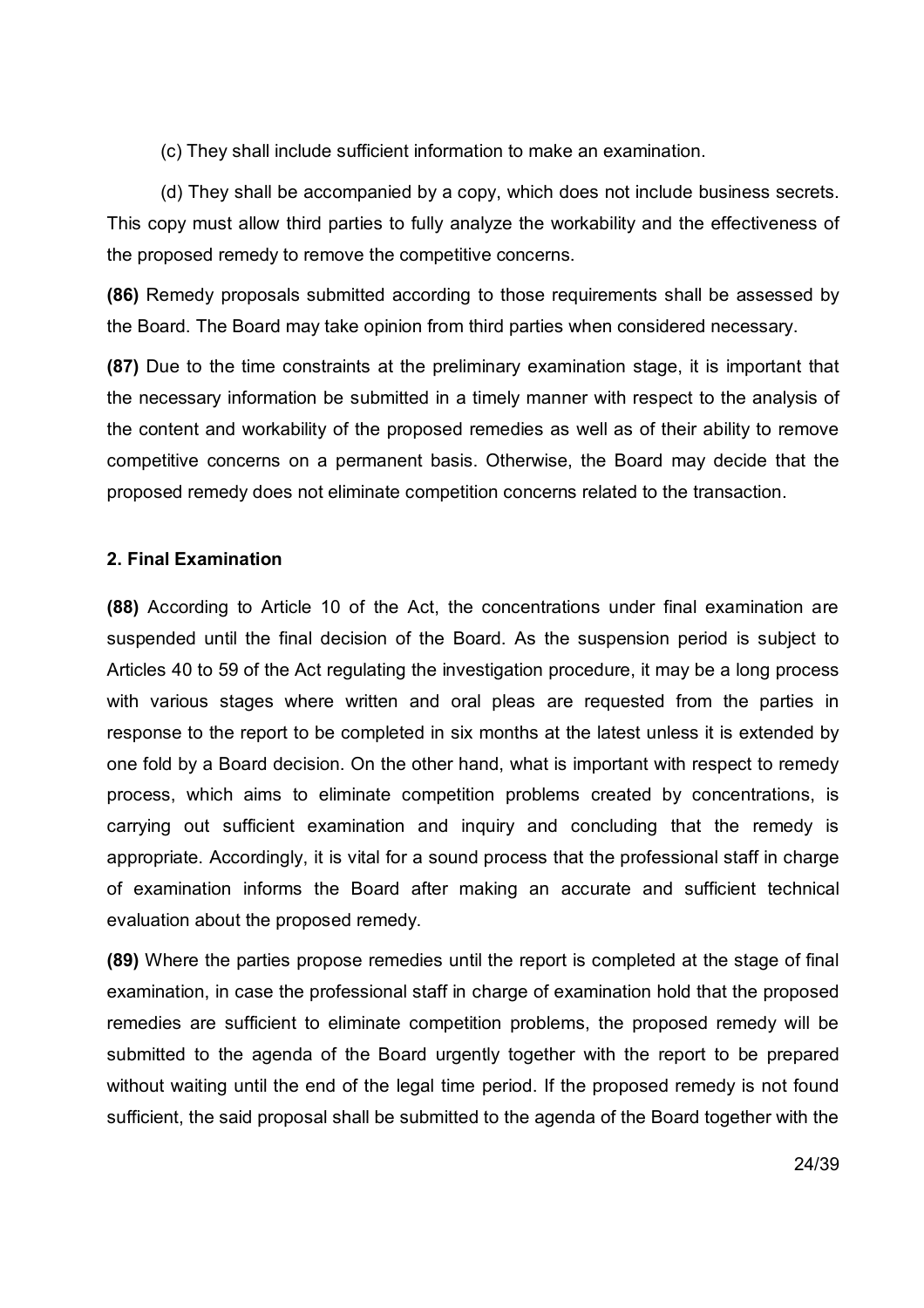(c) They shall include sufficient information to make an examination.

(d) They shall be accompanied by a copy, which does not include business secrets. This copy must allow third parties to fully analyze the workability and the effectiveness of the proposed remedy to remove the competitive concerns.

**(86)** Remedy proposals submitted according to those requirements shall be assessed by the Board. The Board may take opinion from third parties when considered necessary.

**(87)** Due to the time constraints at the preliminary examination stage, it is important that the necessary information be submitted in a timely manner with respect to the analysis of the content and workability of the proposed remedies as well as of their ability to remove competitive concerns on a permanent basis. Otherwise, the Board may decide that the proposed remedy does not eliminate competition concerns related to the transaction.

### 2. Final Examination

**(88)** According to Article 10 of the Act, the concentrations under final examination are suspended until the final decision of the Board. As the suspension period is subject to Articles 40 to 59 of the Act regulating the investigation procedure, it may be a long process with various stages where written and oral pleas are requested from the parties in response to the report to be completed in six months at the latest unless it is extended by one fold by a Board decision. On the other hand, what is important with respect to remedy process, which aims to eliminate competition problems created by concentrations, is carrying out sufficient examination and inquiry and concluding that the remedy is appropriate. Accordingly, it is vital for a sound process that the professional staff in charge of examination informs the Board after making an accurate and sufficient technical evaluation about the proposed remedy.

**(89)** Where the parties propose remedies until the report is completed at the stage of final examination, in case the professional staff in charge of examination hold that the proposed remedies are sufficient to eliminate competition problems, the proposed remedy will be submitted to the agenda of the Board urgently together with the report to be prepared without waiting until the end of the legal time period. If the proposed remedy is not found sufficient, the said proposal shall be submitted to the agenda of the Board together with the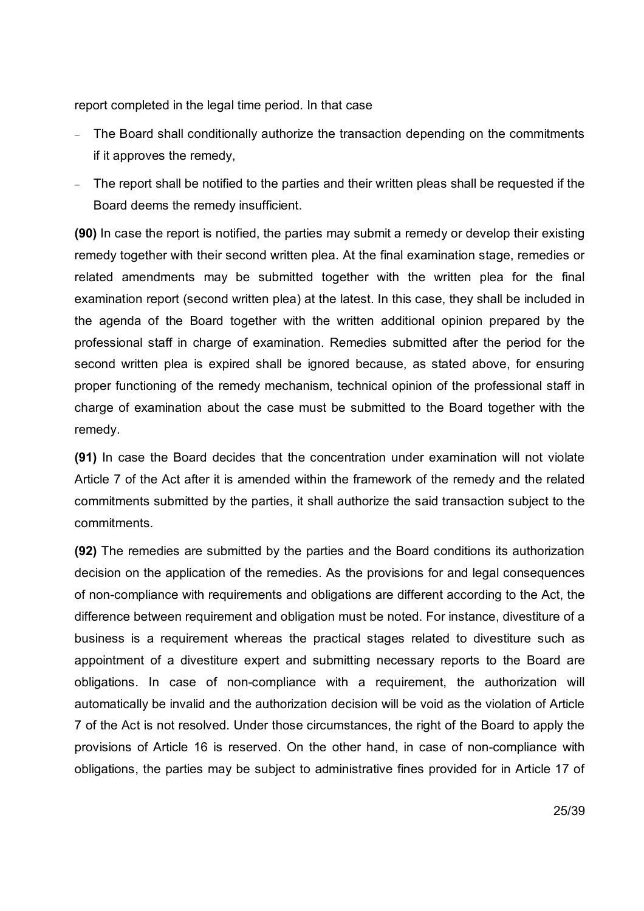report completed in the legal time period. In that case

- The Board shall conditionally authorize the transaction depending on the commitments if it approves the remedy,
- The report shall be notified to the parties and their written pleas shall be requested if the Board deems the remedy insufficient.

**(90)** In case the report is notified, the parties may submit a remedy or develop their existing remedy together with their second written plea. At the final examination stage, remedies or related amendments may be submitted together with the written plea for the final examination report (second written plea) at the latest. In this case, they shall be included in the agenda of the Board together with the written additional opinion prepared by the professional staff in charge of examination. Remedies submitted after the period for the second written plea is expired shall be ignored because, as stated above, for ensuring proper functioning of the remedy mechanism, technical opinion of the professional staff in charge of examination about the case must be submitted to the Board together with the remedy.

**(91)** In case the Board decides that the concentration under examination will not violate Article 7 of the Act after it is amended within the framework of the remedy and the related commitments submitted by the parties, it shall authorize the said transaction subject to the commitments.

**(92)** The remedies are submitted by the parties and the Board conditions its authorization decision on the application of the remedies. As the provisions for and legal consequences of non-compliance with requirements and obligations are different according to the Act, the difference between requirement and obligation must be noted. For instance, divestiture of a business is a requirement whereas the practical stages related to divestiture such as appointment of a divestiture expert and submitting necessary reports to the Board are obligations. In case of non-compliance with a requirement, the authorization will automatically be invalid and the authorization decision will be void as the violation of Article 7 of the Act is not resolved. Under those circumstances, the right of the Board to apply the provisions of Article 16 is reserved. On the other hand, in case of non-compliance with obligations, the parties may be subject to administrative fines provided for in Article 17 of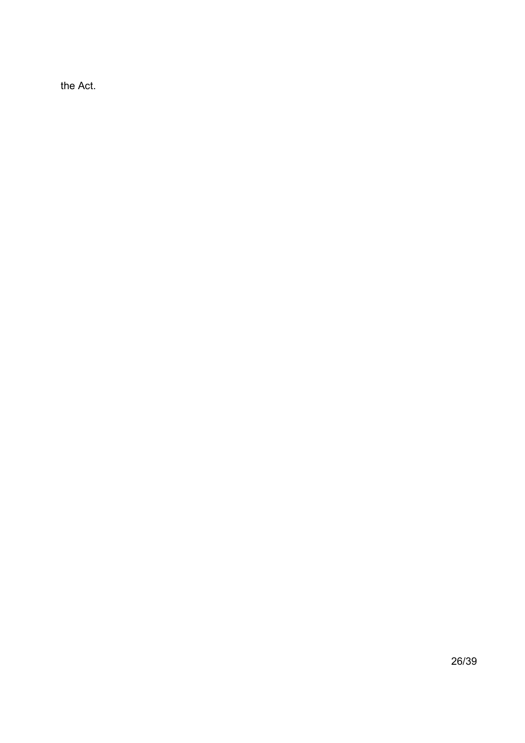the Act.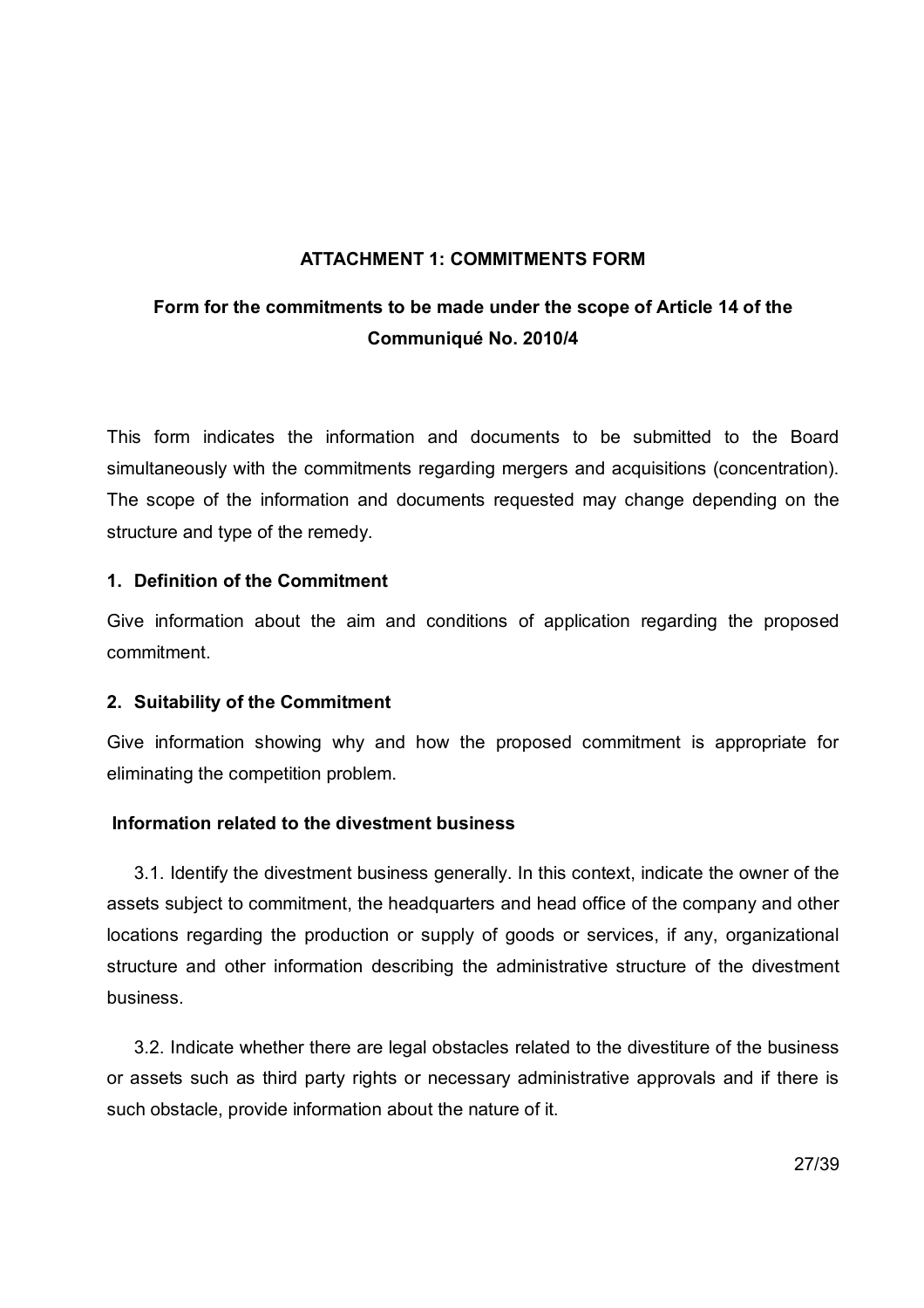## ATTACHMENT 1: COMMITMENTS FORM

### Form for the commitments to be made under the scope of Article 14 of the Communiqué No. 2010/4

This form indicates the information and documents to be submitted to the Board simultaneously with the commitments regarding mergers and acquisitions (concentration). The scope of the information and documents requested may change depending on the structure and type of the remedy.

**1. Definition of the Commitment**

Give information about the aim and conditions of application regarding the proposed commitment.

**2. Suitability of the Commitment**

Give information showing why and how the proposed commitment is appropriate for eliminating the competition problem.

**Information related to the divestment business**

3.1. Identify the divestment business generally. In this context, indicate the owner of the assets subject to commitment, the headquarters and head office of the company and other locations regarding the production or supply of goods or services, if any, organizational structure and other information describing the administrative structure of the divestment business.

3.2. Indicate whether there are legal obstacles related to the divestiture of the business or assets such as third party rights or necessary administrative approvals and if there is such obstacle, provide information about the nature of it.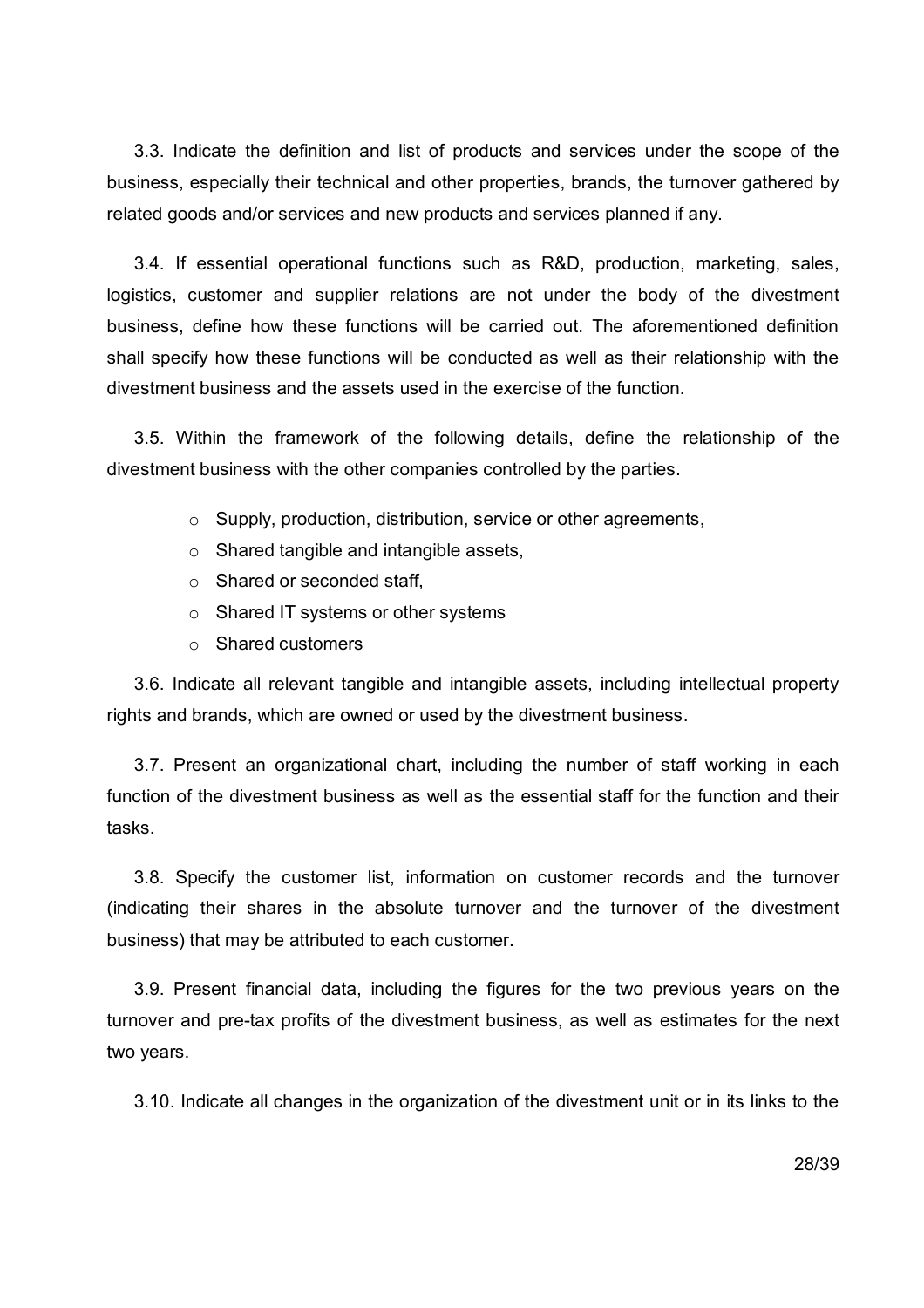3.3. Indicate the definition and list of products and services under the scope of the business, especially their technical and other properties, brands, the turnover gathered by related goods and/or services and new products and services planned if any.

3.4. If essential operational functions such as R&D, production, marketing, sales, logistics, customer and supplier relations are not under the body of the divestment business, define how these functions will be carried out. The aforementioned definition shall specify how these functions will be conducted as well as their relationship with the divestment business and the assets used in the exercise of the function.

3.5. Within the framework of the following details, define the relationship of the divestment business with the other companies controlled by the parties.

- Supply, production, distribution, service or other agreements,
- Shared tangible and intangible assets,
- Shared or seconded staff,
- Shared IT systems or other systems
- Shared customers

3.6. Indicate all relevant tangible and intangible assets, including intellectual property rights and brands, which are owned or used by the divestment business.

3.7. Present an organizational chart, including the number of staff working in each function of the divestment business as well as the essential staff for the function and their tasks.

3.8. Specify the customer list, information on customer records and the turnover (indicating their shares in the absolute turnover and the turnover of the divestment business) that may be attributed to each customer.

3.9. Present financial data, including the figures for the two previous years on the turnover and pre-tax profits of the divestment business, as well as estimates for the next two years.

3.10. Indicate all changes in the organization of the divestment unit or in its links to the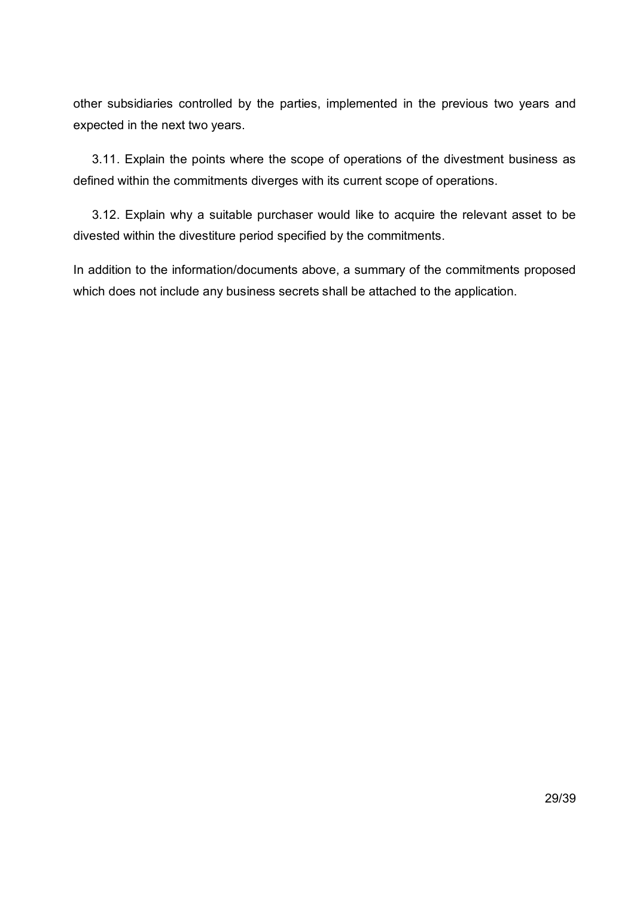other subsidiaries controlled by the parties, implemented in the previous two years and expected in the next two years.

3.11. Explain the points where the scope of operations of the divestment business as defined within the commitments diverges with its current scope of operations.

3.12. Explain why a suitable purchaser would like to acquire the relevant asset to be divested within the divestiture period specified by the commitments.

In addition to the information/documents above, a summary of the commitments proposed which does not include any business secrets shall be attached to the application.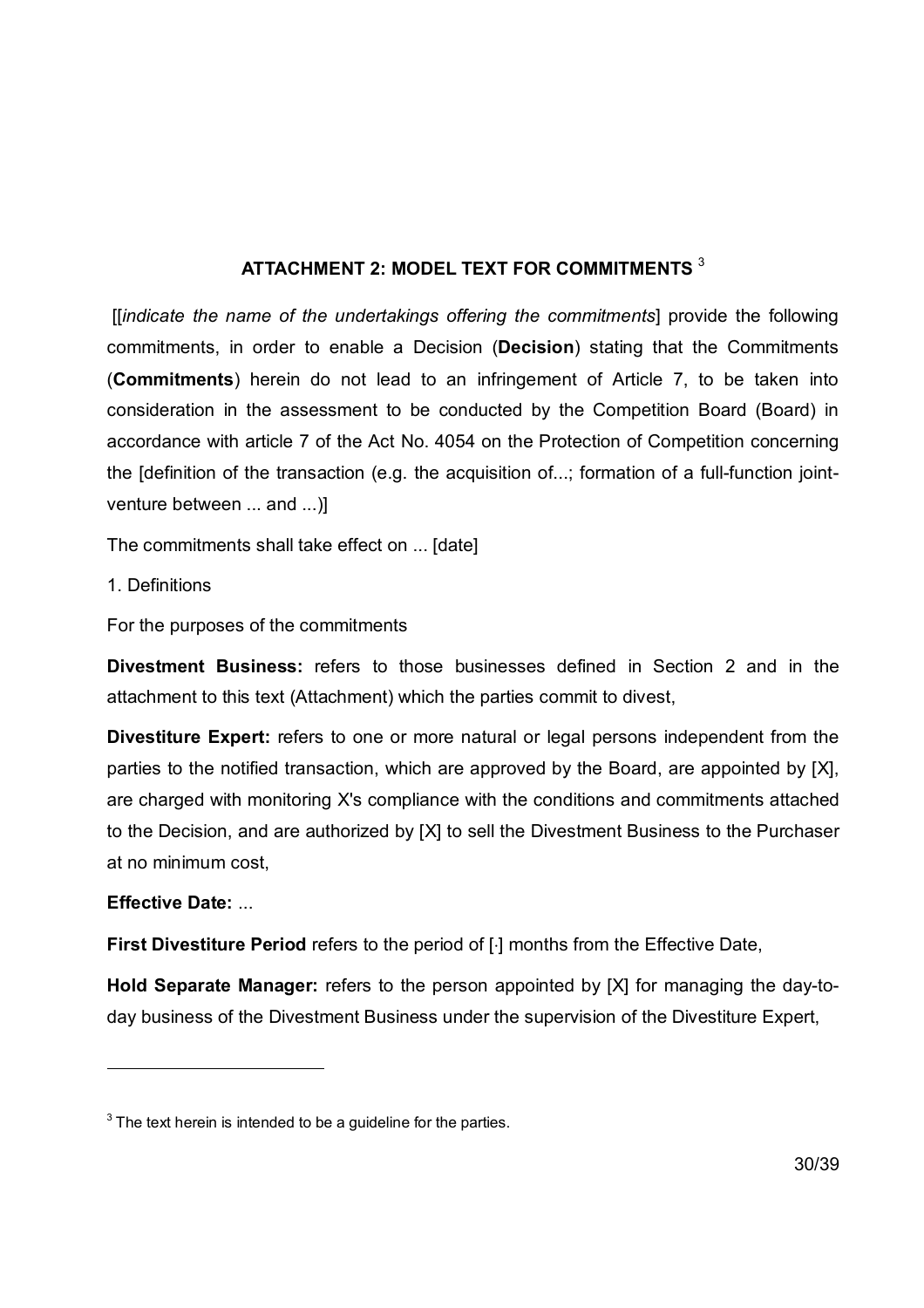## ATTACHMENT 2: MODEL TEXT FOR COMMITMENTS [3]

[[*indicate the name of the undertakings offering the commitments*] provide the following commitments, in order to enable a Decision (**Decision**) stating that the Commitments (**Commitments**) herein do not lead to an infringement of Article 7, to be taken into consideration in the assessment to be conducted by the Competition Board (Board) in accordance with article 7 of the Act No. 4054 on the Protection of Competition concerning the [definition of the transaction (e.g. the acquisition of...; formation of a full-function joint-venture between ... and ...)]

The commitments shall take effect on ... [date]

1. Definitions

For the purposes of the commitments

**Divestment Business:** refers to those businesses defined in Section 2 and in the attachment to this text (Attachment) which the parties commit to divest,

**Divestiture Expert:** refers to one or more natural or legal persons independent from the parties to the notified transaction, which are approved by the Board, are appointed by [X], are charged with monitoring X's compliance with the conditions and commitments attached to the Decision, and are authorized by [X] to sell the Divestment Business to the Purchaser at no minimum cost,

**Effective Date:** ...

**First Divestiture Period** refers to the period of [·] months from the Effective Date,

**Hold Separate Manager:** refers to the person appointed by [X] for managing the day-to-day business of the Divestment Business under the supervision of the Divestiture Expert,

---

[3] The text herein is intended to be a guideline for the parties.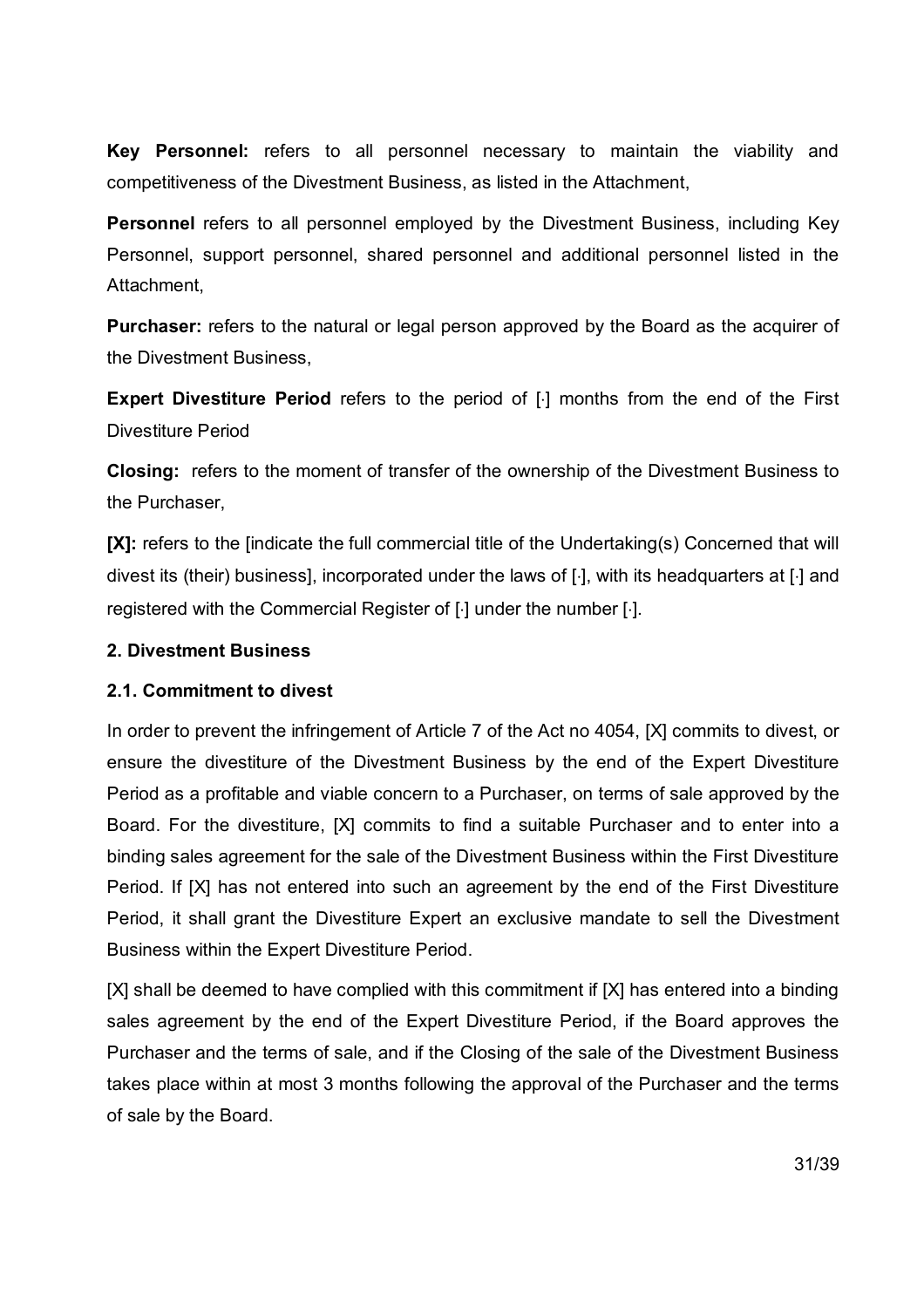**Key Personnel:** refers to all personnel necessary to maintain the viability and competitiveness of the Divestment Business, as listed in the Attachment,

**Personnel** refers to all personnel employed by the Divestment Business, including Key Personnel, support personnel, shared personnel and additional personnel listed in the Attachment,

**Purchaser:** refers to the natural or legal person approved by the Board as the acquirer of the Divestment Business,

**Expert Divestiture Period** refers to the period of [·] months from the end of the First Divestiture Period

**Closing:** refers to the moment of transfer of the ownership of the Divestment Business to the Purchaser,

**[X]:** refers to the [indicate the full commercial title of the Undertaking(s) Concerned that will divest its (their) business], incorporated under the laws of [·], with its headquarters at [·] and registered with the Commercial Register of [·] under the number [·].

### 2. Divestment Business

#### 2.1. Commitment to divest

In order to prevent the infringement of Article 7 of the Act no 4054, [X] commits to divest, or ensure the divestiture of the Divestment Business by the end of the Expert Divestiture Period as a profitable and viable concern to a Purchaser, on terms of sale approved by the Board. For the divestiture, [X] commits to find a suitable Purchaser and to enter into a binding sales agreement for the sale of the Divestment Business within the First Divestiture Period. If [X] has not entered into such an agreement by the end of the First Divestiture Period, it shall grant the Divestiture Expert an exclusive mandate to sell the Divestment Business within the Expert Divestiture Period.

[X] shall be deemed to have complied with this commitment if [X] has entered into a binding sales agreement by the end of the Expert Divestiture Period, if the Board approves the Purchaser and the terms of sale, and if the Closing of the sale of the Divestment Business takes place within at most 3 months following the approval of the Purchaser and the terms of sale by the Board.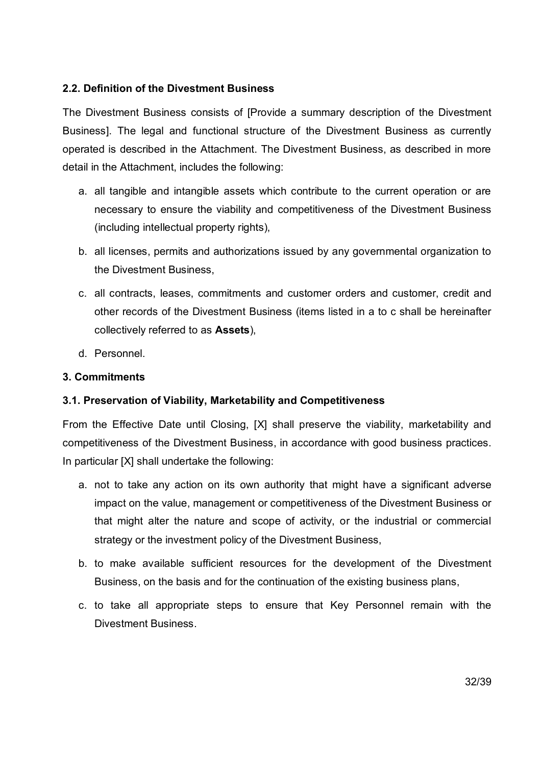#### 2.2. Definition of the Divestment Business

The Divestment Business consists of [Provide a summary description of the Divestment Business]. The legal and functional structure of the Divestment Business as currently operated is described in the Attachment. The Divestment Business, as described in more detail in the Attachment, includes the following:

a. all tangible and intangible assets which contribute to the current operation or are necessary to ensure the viability and competitiveness of the Divestment Business (including intellectual property rights),

b. all licenses, permits and authorizations issued by any governmental organization to the Divestment Business,

c. all contracts, leases, commitments and customer orders and customer, credit and other records of the Divestment Business (items listed in a to c shall be hereinafter collectively referred to as **Assets**),

d. Personnel.

### 3. Commitments

#### 3.1. Preservation of Viability, Marketability and Competitiveness

From the Effective Date until Closing, [X] shall preserve the viability, marketability and competitiveness of the Divestment Business, in accordance with good business practices. In particular [X] shall undertake the following:

a. not to take any action on its own authority that might have a significant adverse impact on the value, management or competitiveness of the Divestment Business or that might alter the nature and scope of activity, or the industrial or commercial strategy or the investment policy of the Divestment Business,

b. to make available sufficient resources for the development of the Divestment Business, on the basis and for the continuation of the existing business plans,

c. to take all appropriate steps to ensure that Key Personnel remain with the Divestment Business.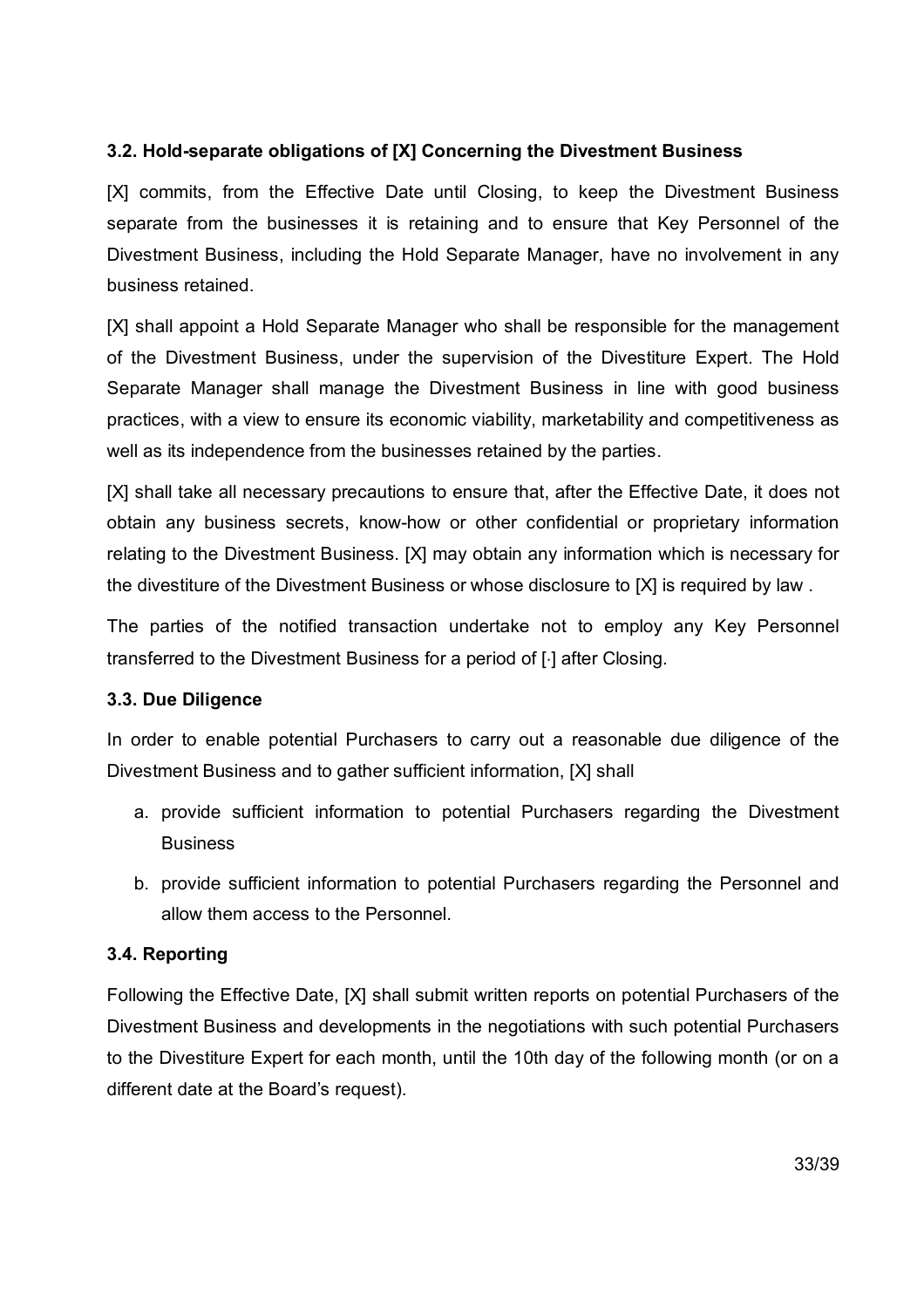### 3.2. Hold-separate obligations of [X] Concerning the Divestment Business

[X] commits, from the Effective Date until Closing, to keep the Divestment Business separate from the businesses it is retaining and to ensure that Key Personnel of the Divestment Business, including the Hold Separate Manager, have no involvement in any business retained.

[X] shall appoint a Hold Separate Manager who shall be responsible for the management of the Divestment Business, under the supervision of the Divestiture Expert. The Hold Separate Manager shall manage the Divestment Business in line with good business practices, with a view to ensure its economic viability, marketability and competitiveness as well as its independence from the businesses retained by the parties.

[X] shall take all necessary precautions to ensure that, after the Effective Date, it does not obtain any business secrets, know-how or other confidential or proprietary information relating to the Divestment Business. [X] may obtain any information which is necessary for the divestiture of the Divestment Business or whose disclosure to [X] is required by law .

The parties of the notified transaction undertake not to employ any Key Personnel transferred to the Divestment Business for a period of [·] after Closing.

### 3.3. Due Diligence

In order to enable potential Purchasers to carry out a reasonable due diligence of the Divestment Business and to gather sufficient information, [X] shall

a. provide sufficient information to potential Purchasers regarding the Divestment Business

b. provide sufficient information to potential Purchasers regarding the Personnel and allow them access to the Personnel.

### 3.4. Reporting

Following the Effective Date, [X] shall submit written reports on potential Purchasers of the Divestment Business and developments in the negotiations with such potential Purchasers to the Divestiture Expert for each month, until the 10th day of the following month (or on a different date at the Board's request).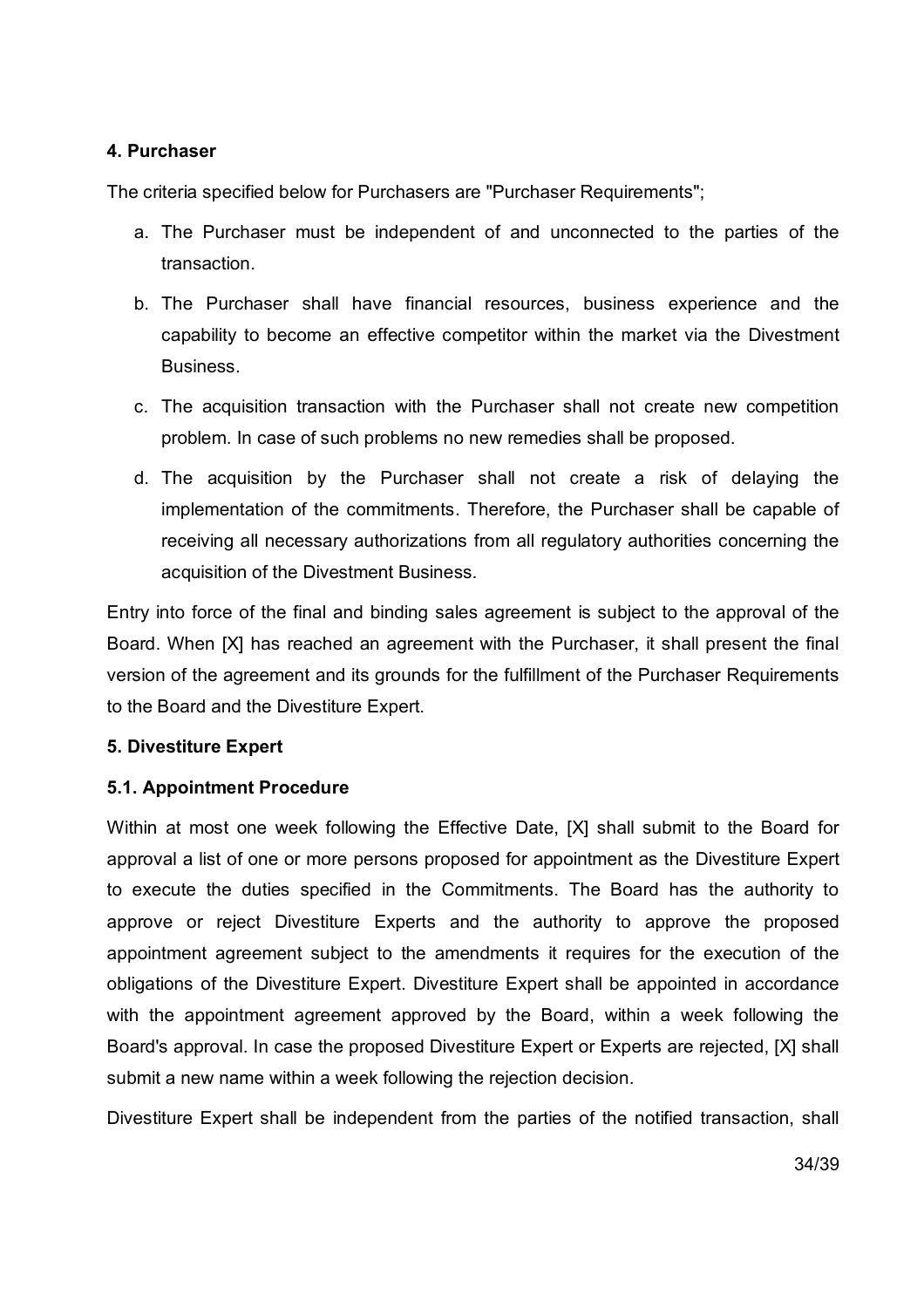**4. Purchaser**

The criteria specified below for Purchasers are "Purchaser Requirements";

a. The Purchaser must be independent of and unconnected to the parties of the transaction.

b. The Purchaser shall have financial resources, business experience and the capability to become an effective competitor within the market via the Divestment Business.

c. The acquisition transaction with the Purchaser shall not create new competition problem. In case of such problems no new remedies shall be proposed.

d. The acquisition by the Purchaser shall not create a risk of delaying the implementation of the commitments. Therefore, the Purchaser shall be capable of receiving all necessary authorizations from all regulatory authorities concerning the acquisition of the Divestment Business.

Entry into force of the final and binding sales agreement is subject to the approval of the Board. When [X] has reached an agreement with the Purchaser, it shall present the final version of the agreement and its grounds for the fulfillment of the Purchaser Requirements to the Board and the Divestiture Expert.

**5. Divestiture Expert**

**5.1. Appointment Procedure**

Within at most one week following the Effective Date, [X] shall submit to the Board for approval a list of one or more persons proposed for appointment as the Divestiture Expert to execute the duties specified in the Commitments. The Board has the authority to approve or reject Divestiture Experts and the authority to approve the proposed appointment agreement subject to the amendments it requires for the execution of the obligations of the Divestiture Expert. Divestiture Expert shall be appointed in accordance with the appointment agreement approved by the Board, within a week following the Board's approval. In case the proposed Divestiture Expert or Experts are rejected, [X] shall submit a new name within a week following the rejection decision.

Divestiture Expert shall be independent from the parties of the notified transaction, shall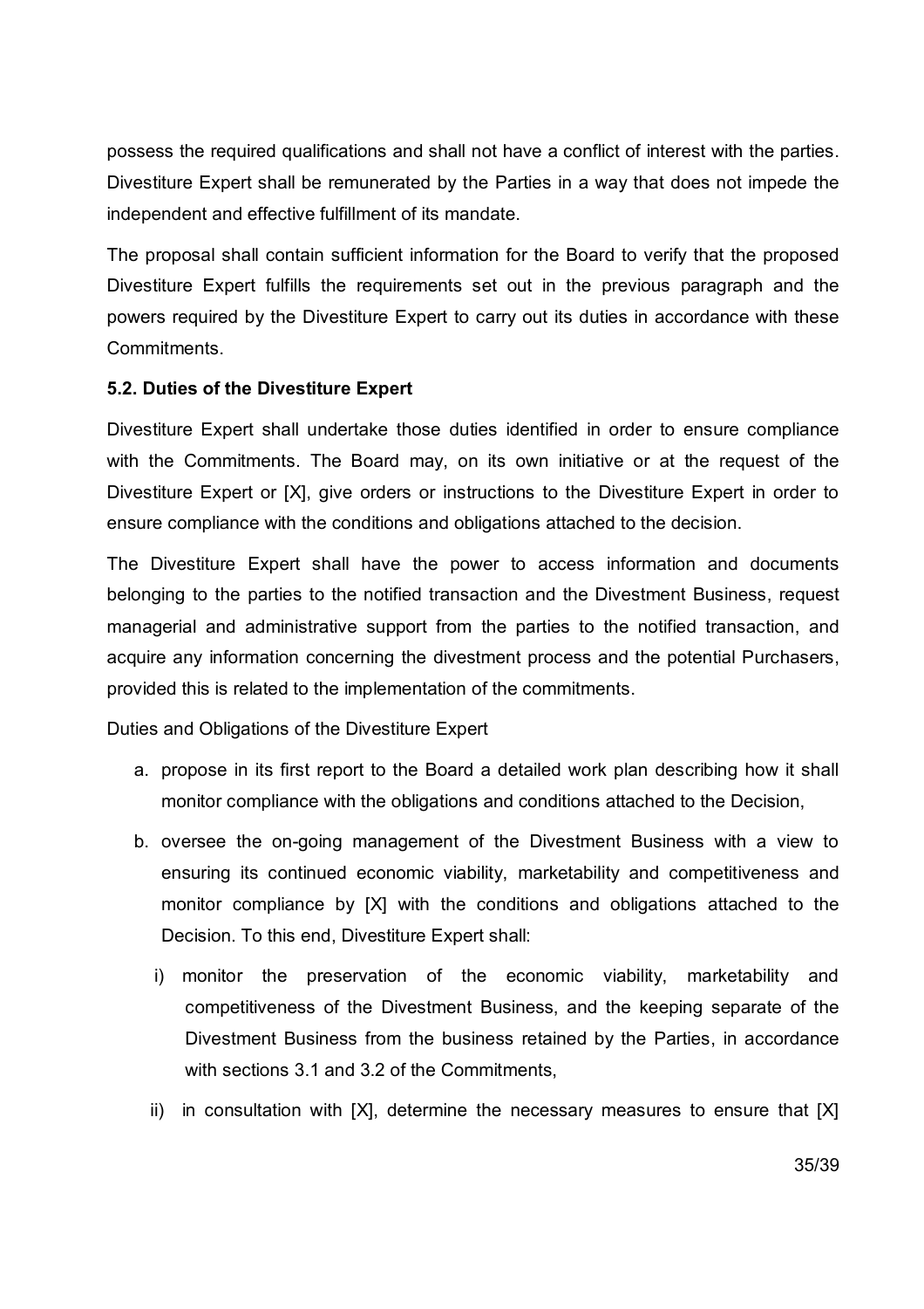possess the required qualifications and shall not have a conflict of interest with the parties. Divestiture Expert shall be remunerated by the Parties in a way that does not impede the independent and effective fulfillment of its mandate.

The proposal shall contain sufficient information for the Board to verify that the proposed Divestiture Expert fulfills the requirements set out in the previous paragraph and the powers required by the Divestiture Expert to carry out its duties in accordance with these Commitments.

**5.2. Duties of the Divestiture Expert**

Divestiture Expert shall undertake those duties identified in order to ensure compliance with the Commitments. The Board may, on its own initiative or at the request of the Divestiture Expert or [X], give orders or instructions to the Divestiture Expert in order to ensure compliance with the conditions and obligations attached to the decision.

The Divestiture Expert shall have the power to access information and documents belonging to the parties to the notified transaction and the Divestment Business, request managerial and administrative support from the parties to the notified transaction, and acquire any information concerning the divestment process and the potential Purchasers, provided this is related to the implementation of the commitments.

Duties and Obligations of the Divestiture Expert

a. propose in its first report to the Board a detailed work plan describing how it shall monitor compliance with the obligations and conditions attached to the Decision,

b. oversee the on-going management of the Divestment Business with a view to ensuring its continued economic viability, marketability and competitiveness and monitor compliance by [X] with the conditions and obligations attached to the Decision. To this end, Divestiture Expert shall:

   i) monitor the preservation of the economic viability, marketability and competitiveness of the Divestment Business, and the keeping separate of the Divestment Business from the business retained by the Parties, in accordance with sections 3.1 and 3.2 of the Commitments,

   ii) in consultation with [X], determine the necessary measures to ensure that [X]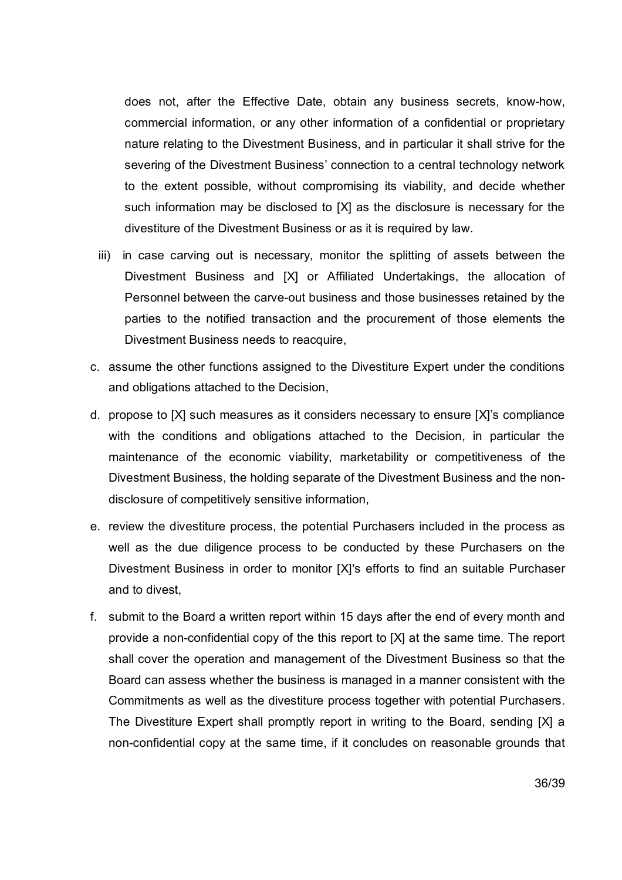does not, after the Effective Date, obtain any business secrets, know-how, commercial information, or any other information of a confidential or proprietary nature relating to the Divestment Business, and in particular it shall strive for the severing of the Divestment Business' connection to a central technology network to the extent possible, without compromising its viability, and decide whether such information may be disclosed to [X] as the disclosure is necessary for the divestiture of the Divestment Business or as it is required by law.

iii) in case carving out is necessary, monitor the splitting of assets between the Divestment Business and [X] or Affiliated Undertakings, the allocation of Personnel between the carve-out business and those businesses retained by the parties to the notified transaction and the procurement of those elements the Divestment Business needs to reacquire,

c. assume the other functions assigned to the Divestiture Expert under the conditions and obligations attached to the Decision,

d. propose to [X] such measures as it considers necessary to ensure [X]'s compliance with the conditions and obligations attached to the Decision, in particular the maintenance of the economic viability, marketability or competitiveness of the Divestment Business, the holding separate of the Divestment Business and the non-disclosure of competitively sensitive information,

e. review the divestiture process, the potential Purchasers included in the process as well as the due diligence process to be conducted by these Purchasers on the Divestment Business in order to monitor [X]'s efforts to find an suitable Purchaser and to divest,

f. submit to the Board a written report within 15 days after the end of every month and provide a non-confidential copy of the this report to [X] at the same time. The report shall cover the operation and management of the Divestment Business so that the Board can assess whether the business is managed in a manner consistent with the Commitments as well as the divestiture process together with potential Purchasers. The Divestiture Expert shall promptly report in writing to the Board, sending [X] a non-confidential copy at the same time, if it concludes on reasonable grounds that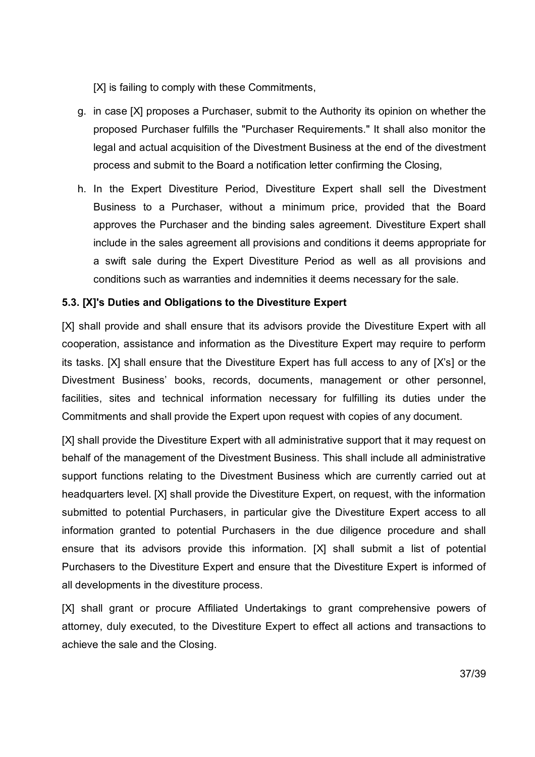[X] is failing to comply with these Commitments,

g. in case [X] proposes a Purchaser, submit to the Authority its opinion on whether the proposed Purchaser fulfills the "Purchaser Requirements." It shall also monitor the legal and actual acquisition of the Divestment Business at the end of the divestment process and submit to the Board a notification letter confirming the Closing,

h. In the Expert Divestiture Period, Divestiture Expert shall sell the Divestment Business to a Purchaser, without a minimum price, provided that the Board approves the Purchaser and the binding sales agreement. Divestiture Expert shall include in the sales agreement all provisions and conditions it deems appropriate for a swift sale during the Expert Divestiture Period as well as all provisions and conditions such as warranties and indemnities it deems necessary for the sale.

**5.3. [X]'s Duties and Obligations to the Divestiture Expert**

[X] shall provide and shall ensure that its advisors provide the Divestiture Expert with all cooperation, assistance and information as the Divestiture Expert may require to perform its tasks. [X] shall ensure that the Divestiture Expert has full access to any of [X's] or the Divestment Business' books, records, documents, management or other personnel, facilities, sites and technical information necessary for fulfilling its duties under the Commitments and shall provide the Expert upon request with copies of any document.

[X] shall provide the Divestiture Expert with all administrative support that it may request on behalf of the management of the Divestment Business. This shall include all administrative support functions relating to the Divestment Business which are currently carried out at headquarters level. [X] shall provide the Divestiture Expert, on request, with the information submitted to potential Purchasers, in particular give the Divestiture Expert access to all information granted to potential Purchasers in the due diligence procedure and shall ensure that its advisors provide this information. [X] shall submit a list of potential Purchasers to the Divestiture Expert and ensure that the Divestiture Expert is informed of all developments in the divestiture process.

[X] shall grant or procure Affiliated Undertakings to grant comprehensive powers of attorney, duly executed, to the Divestiture Expert to effect all actions and transactions to achieve the sale and the Closing.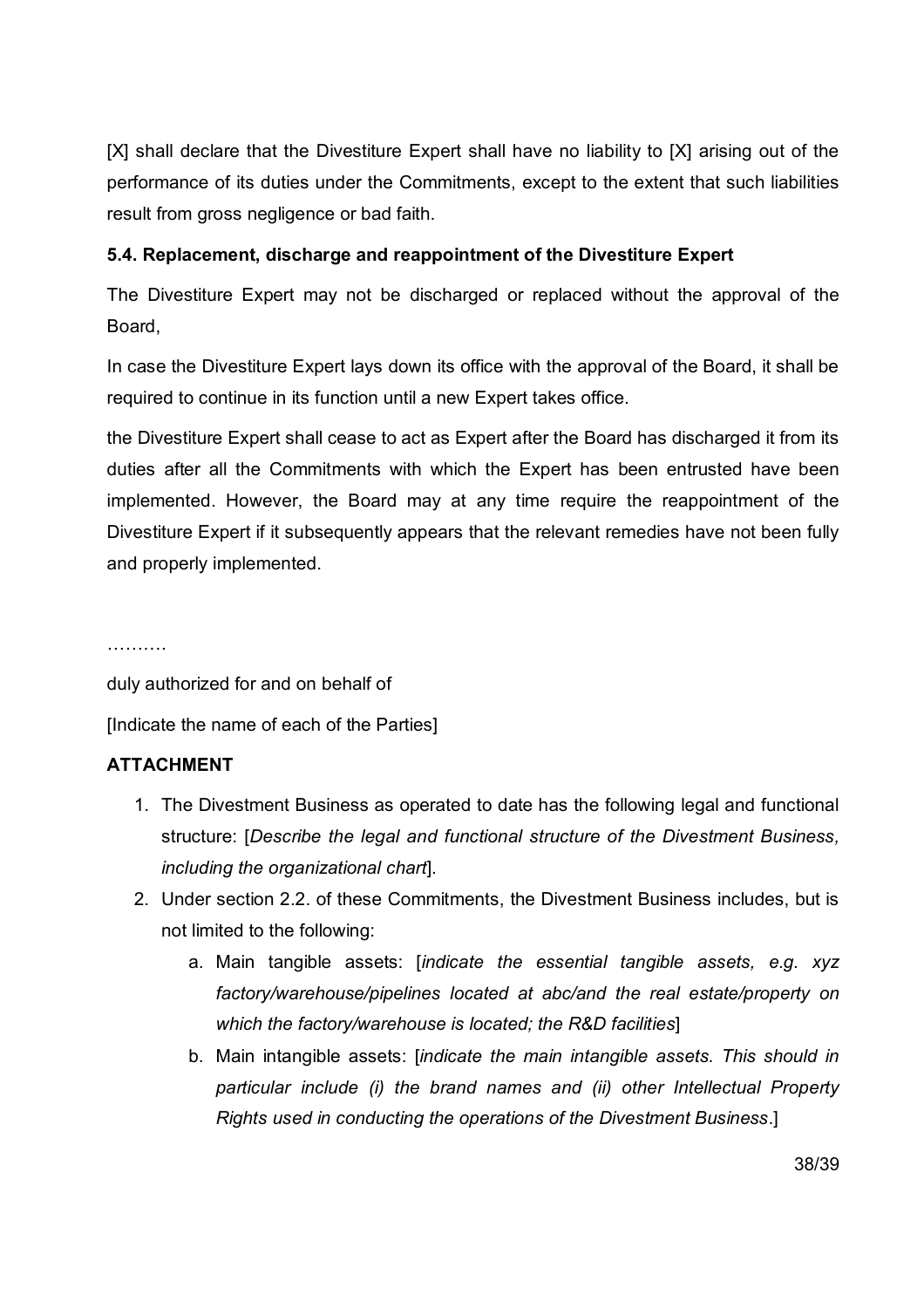[X] shall declare that the Divestiture Expert shall have no liability to [X] arising out of the performance of its duties under the Commitments, except to the extent that such liabilities result from gross negligence or bad faith.

### 5.4. Replacement, discharge and reappointment of the Divestiture Expert

The Divestiture Expert may not be discharged or replaced without the approval of the Board,

In case the Divestiture Expert lays down its office with the approval of the Board, it shall be required to continue in its function until a new Expert takes office.

the Divestiture Expert shall cease to act as Expert after the Board has discharged it from its duties after all the Commitments with which the Expert has been entrusted have been implemented. However, the Board may at any time require the reappointment of the Divestiture Expert if it subsequently appears that the relevant remedies have not been fully and properly implemented.

……….

duly authorized for and on behalf of

[Indicate the name of each of the Parties]

### ATTACHMENT

1. The Divestment Business as operated to date has the following legal and functional structure: [*Describe the legal and functional structure of the Divestment Business, including the organizational chart*].
2. Under section 2.2. of these Commitments, the Divestment Business includes, but is not limited to the following:
   a. Main tangible assets: [*indicate the essential tangible assets, e.g. xyz factory/warehouse/pipelines located at abc/and the real estate/property on which the factory/warehouse is located; the R&D facilities*]
   b. Main intangible assets: [*indicate the main intangible assets. This should in particular include (i) the brand names and (ii) other Intellectual Property Rights used in conducting the operations of the Divestment Business*.]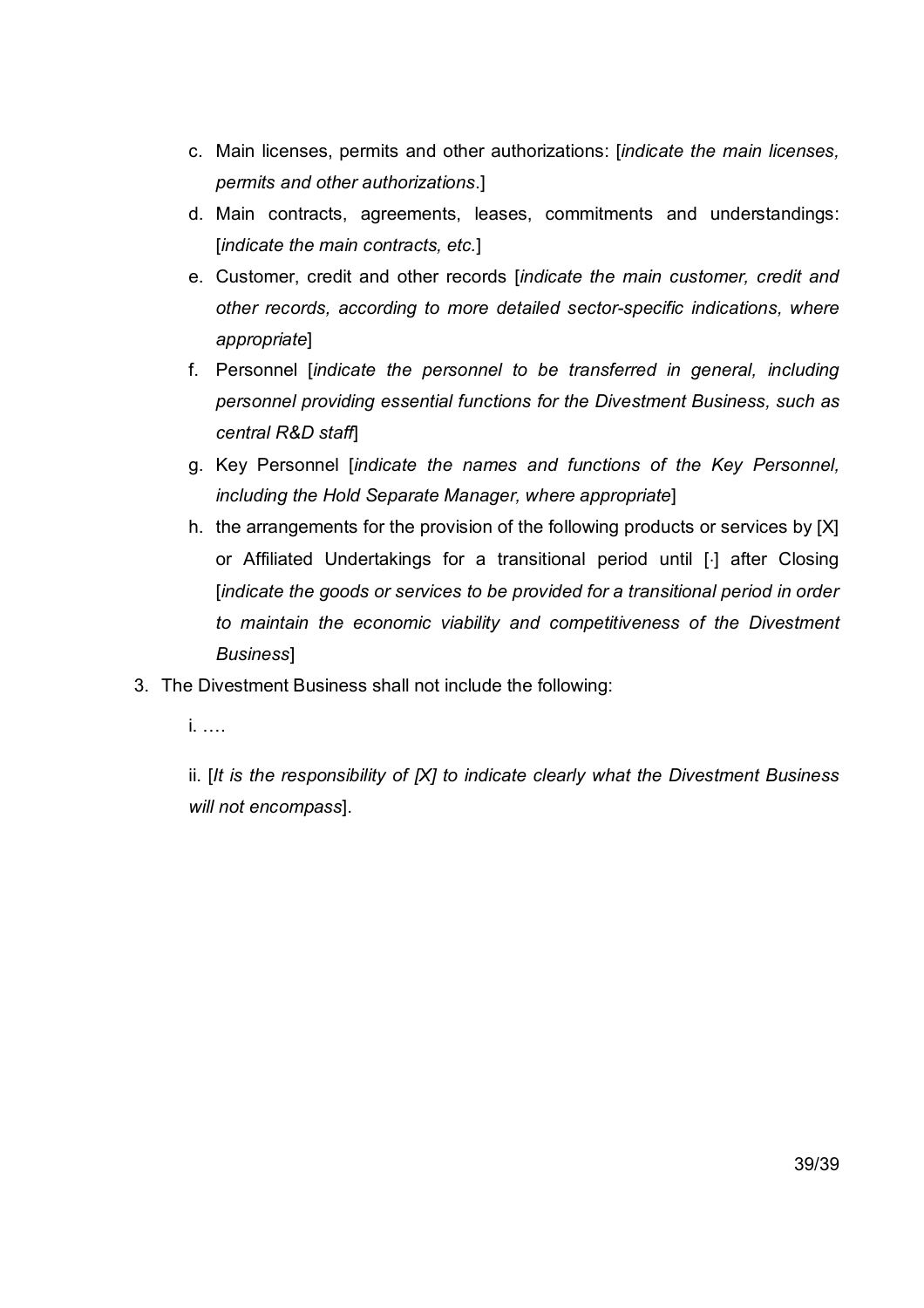c. Main licenses, permits and other authorizations: [*indicate the main licenses, permits and other authorizations*.]

d. Main contracts, agreements, leases, commitments and understandings: [*indicate the main contracts, etc.*]

e. Customer, credit and other records [*indicate the main customer, credit and other records, according to more detailed sector-specific indications, where appropriate*]

f. Personnel [*indicate the personnel to be transferred in general, including personnel providing essential functions for the Divestment Business, such as central R&D staff*]

g. Key Personnel [*indicate the names and functions of the Key Personnel, including the Hold Separate Manager, where appropriate*]

h. the arrangements for the provision of the following products or services by [X] or Affiliated Undertakings for a transitional period until [·] after Closing [*indicate the goods or services to be provided for a transitional period in order to maintain the economic viability and competitiveness of the Divestment Business*]

3. The Divestment Business shall not include the following:

   i. ….

   ii. [*It is the responsibility of [X] to indicate clearly what the Divestment Business will not encompass*].